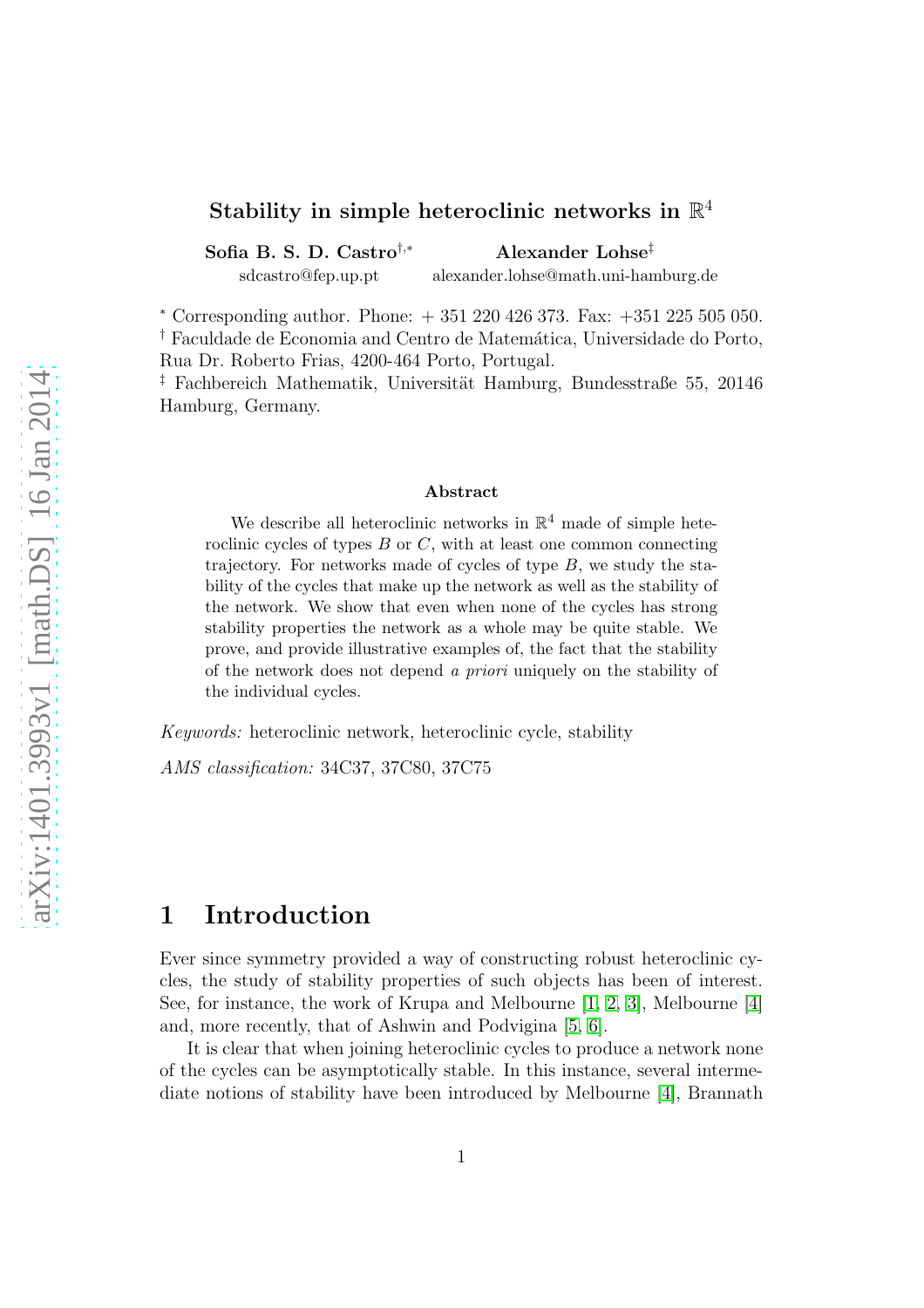# Stability in simple heteroclinic networks in $\mathbb{R}^4$

**Sofia B. S. D. Castro**[†,*] **Alexander Lohse**[‡]

sdcastro@fep.up.pt alexander.lohse@math.uni-hamburg.de

[*] Corresponding author. Phone: + 351 220 426 373. Fax: +351 225 505 050.
[†] Faculdade de Economia and Centro de Matemática, Universidade do Porto, Rua Dr. Roberto Frias, 4200-464 Porto, Portugal.
[‡] Fachbereich Mathematik, Universität Hamburg, Bundesstraße 55, 20146 Hamburg, Germany.

### Abstract

We describe all heteroclinic networks in $\mathbb{R}^4$ made of simple heteroclinic cycles of types $B$ or $C$, with at least one common connecting trajectory. For networks made of cycles of type $B$, we study the stability of the cycles that make up the network as well as the stability of the network. We show that even when none of the cycles has strong stability properties the network as a whole may be quite stable. We prove, and provide illustrative examples of, the fact that the stability of the network does not depend *a priori* uniquely on the stability of the individual cycles.

*Keywords:* heteroclinic network, heteroclinic cycle, stability

*AMS classification:* 34C37, 37C80, 37C75

## 1 Introduction

Ever since symmetry provided a way of constructing robust heteroclinic cycles, the study of stability properties of such objects has been of interest. See, for instance, the work of Krupa and Melbourne [1, 2, 3], Melbourne [4] and, more recently, that of Ashwin and Podvigina [5, 6].

It is clear that when joining heteroclinic cycles to produce a network none of the cycles can be asymptotically stable. In this instance, several intermediate notions of stability have been introduced by Melbourne [4], Brannath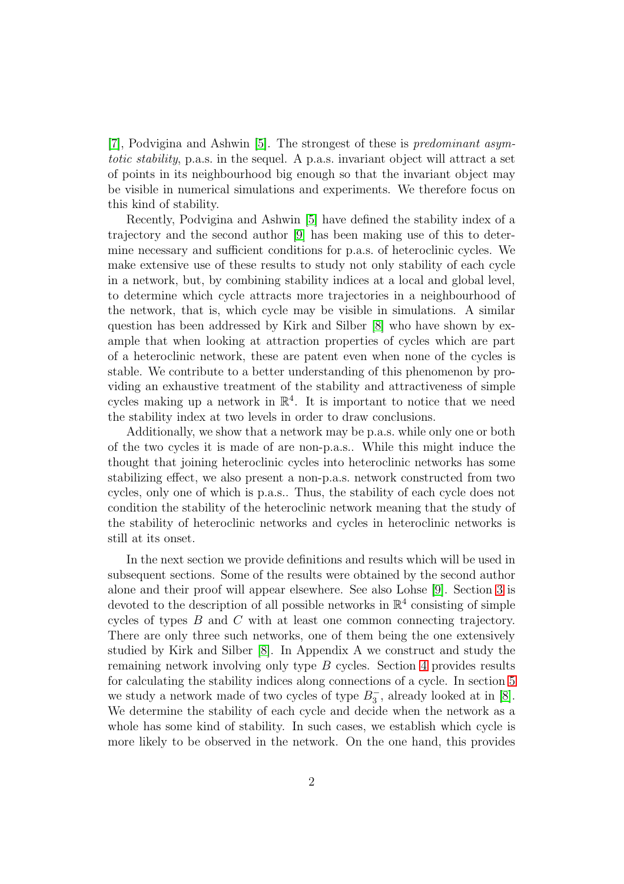[7], Podvigina and Ashwin [5]. The strongest of these is *predominant asymptotic stability*, p.a.s. in the sequel. A p.a.s. invariant object will attract a set of points in its neighbourhood big enough so that the invariant object may be visible in numerical simulations and experiments. We therefore focus on this kind of stability.

Recently, Podvigina and Ashwin [5] have defined the stability index of a trajectory and the second author [9] has been making use of this to determine necessary and sufficient conditions for p.a.s. of heteroclinic cycles. We make extensive use of these results to study not only stability of each cycle in a network, but, by combining stability indices at a local and global level, to determine which cycle attracts more trajectories in a neighbourhood of the network, that is, which cycle may be visible in simulations. A similar question has been addressed by Kirk and Silber [8] who have shown by example that when looking at attraction properties of cycles which are part of a heteroclinic network, these are patent even when none of the cycles is stable. We contribute to a better understanding of this phenomenon by providing an exhaustive treatment of the stability and attractiveness of simple cycles making up a network in $\mathbb{R}^4$. It is important to notice that we need the stability index at two levels in order to draw conclusions.

Additionally, we show that a network may be p.a.s. while only one or both of the two cycles it is made of are non-p.a.s.. While this might induce the thought that joining heteroclinic cycles into heteroclinic networks has some stabilizing effect, we also present a non-p.a.s. network constructed from two cycles, only one of which is p.a.s.. Thus, the stability of each cycle does not condition the stability of the heteroclinic network meaning that the study of the stability of heteroclinic networks and cycles in heteroclinic networks is still at its onset.

In the next section we provide definitions and results which will be used in subsequent sections. Some of the results were obtained by the second author alone and their proof will appear elsewhere. See also Lohse [9]. Section 3 is devoted to the description of all possible networks in $\mathbb{R}^4$ consisting of simple cycles of types $B$ and $C$ with at least one common connecting trajectory. There are only three such networks, one of them being the one extensively studied by Kirk and Silber [8]. In Appendix A we construct and study the remaining network involving only type $B$ cycles. Section 4 provides results for calculating the stability indices along connections of a cycle. In section 5 we study a network made of two cycles of type $B_3^-$, already looked at in [8]. We determine the stability of each cycle and decide when the network as a whole has some kind of stability. In such cases, we establish which cycle is more likely to be observed in the network. On the one hand, this provides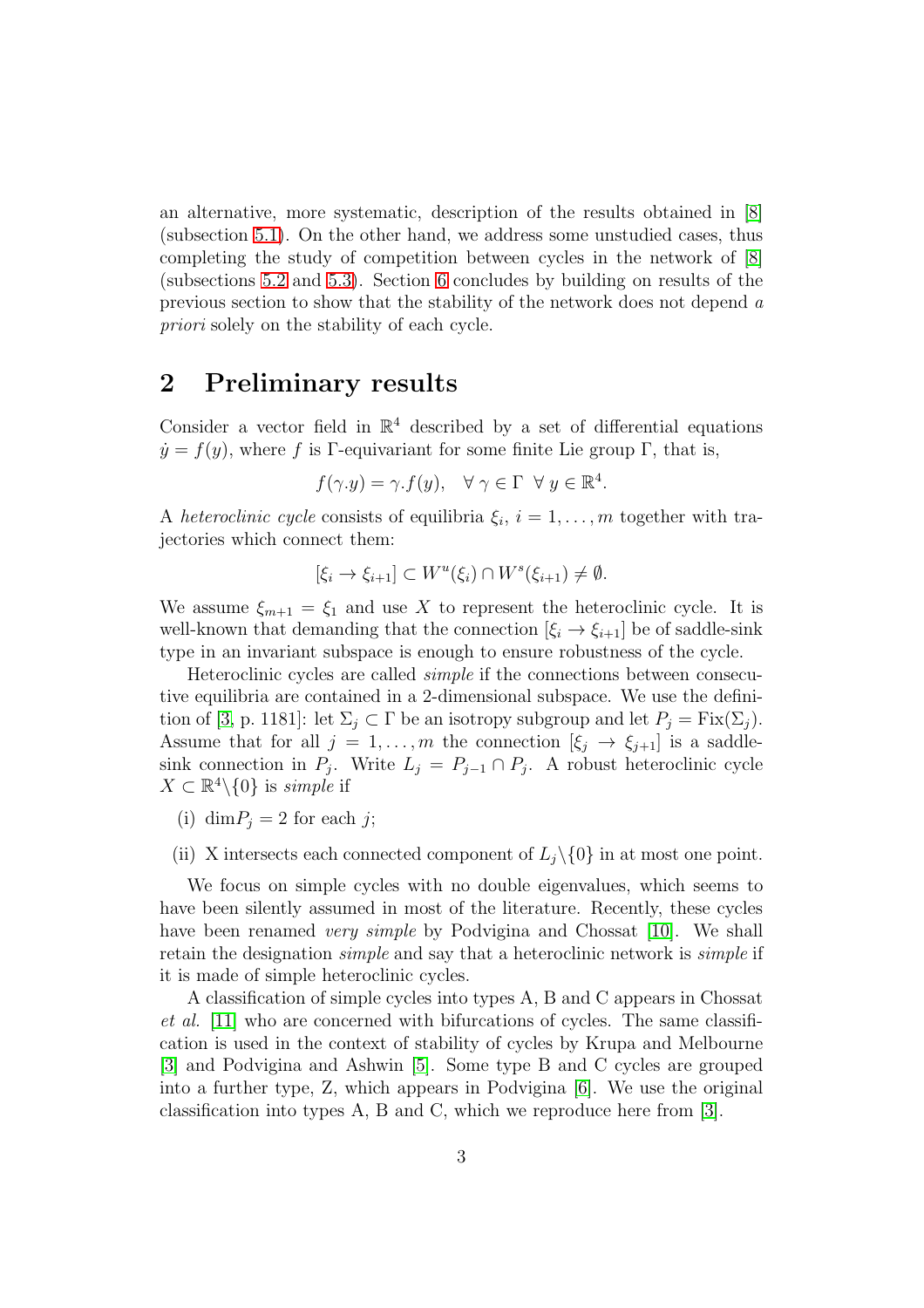an alternative, more systematic, description of the results obtained in [8] (subsection 5.1). On the other hand, we address some unstudied cases, thus completing the study of competition between cycles in the network of [8] (subsections 5.2 and 5.3). Section 6 concludes by building on results of the previous section to show that the stability of the network does not depend *a priori* solely on the stability of each cycle.

## 2 Preliminary results

Consider a vector field in $\mathbb{R}^4$ described by a set of differential equations $\dot{y} = f(y)$, where $f$ is $\Gamma$-equivariant for some finite Lie group $\Gamma$, that is,

$$f(\gamma.y) = \gamma.f(y), \quad \forall\, \gamma \in \Gamma \;\; \forall\, y \in \mathbb{R}^4.$$

A *heteroclinic cycle* consists of equilibria $\xi_i$, $i = 1, \ldots, m$ together with trajectories which connect them:

$$[\xi_i \to \xi_{i+1}] \subset W^u(\xi_i) \cap W^s(\xi_{i+1}) \neq \emptyset.$$

We assume $\xi_{m+1} = \xi_1$ and use $X$ to represent the heteroclinic cycle. It is well-known that demanding that the connection $[\xi_i \to \xi_{i+1}]$ be of saddle-sink type in an invariant subspace is enough to ensure robustness of the cycle.

Heteroclinic cycles are called *simple* if the connections between consecutive equilibria are contained in a 2-dimensional subspace. We use the definition of [3, p. 1181]: let $\Sigma_j \subset \Gamma$ be an isotropy subgroup and let $P_j = \mathrm{Fix}(\Sigma_j)$. Assume that for all $j = 1, \ldots, m$ the connection $[\xi_j \to \xi_{j+1}]$ is a saddle-sink connection in $P_j$. Write $L_j = P_{j-1} \cap P_j$. A robust heteroclinic cycle $X \subset \mathbb{R}^4 \backslash \{0\}$ is *simple* if

(i) $\dim P_j = 2$ for each $j$;

(ii) X intersects each connected component of $L_j \backslash \{0\}$ in at most one point.

We focus on simple cycles with no double eigenvalues, which seems to have been silently assumed in most of the literature. Recently, these cycles have been renamed *very simple* by Podvigina and Chossat [10]. We shall retain the designation *simple* and say that a heteroclinic network is *simple* if it is made of simple heteroclinic cycles.

A classification of simple cycles into types A, B and C appears in Chossat *et al.* [11] who are concerned with bifurcations of cycles. The same classification is used in the context of stability of cycles by Krupa and Melbourne [3] and Podvigina and Ashwin [5]. Some type B and C cycles are grouped into a further type, Z, which appears in Podvigina [6]. We use the original classification into types A, B and C, which we reproduce here from [3].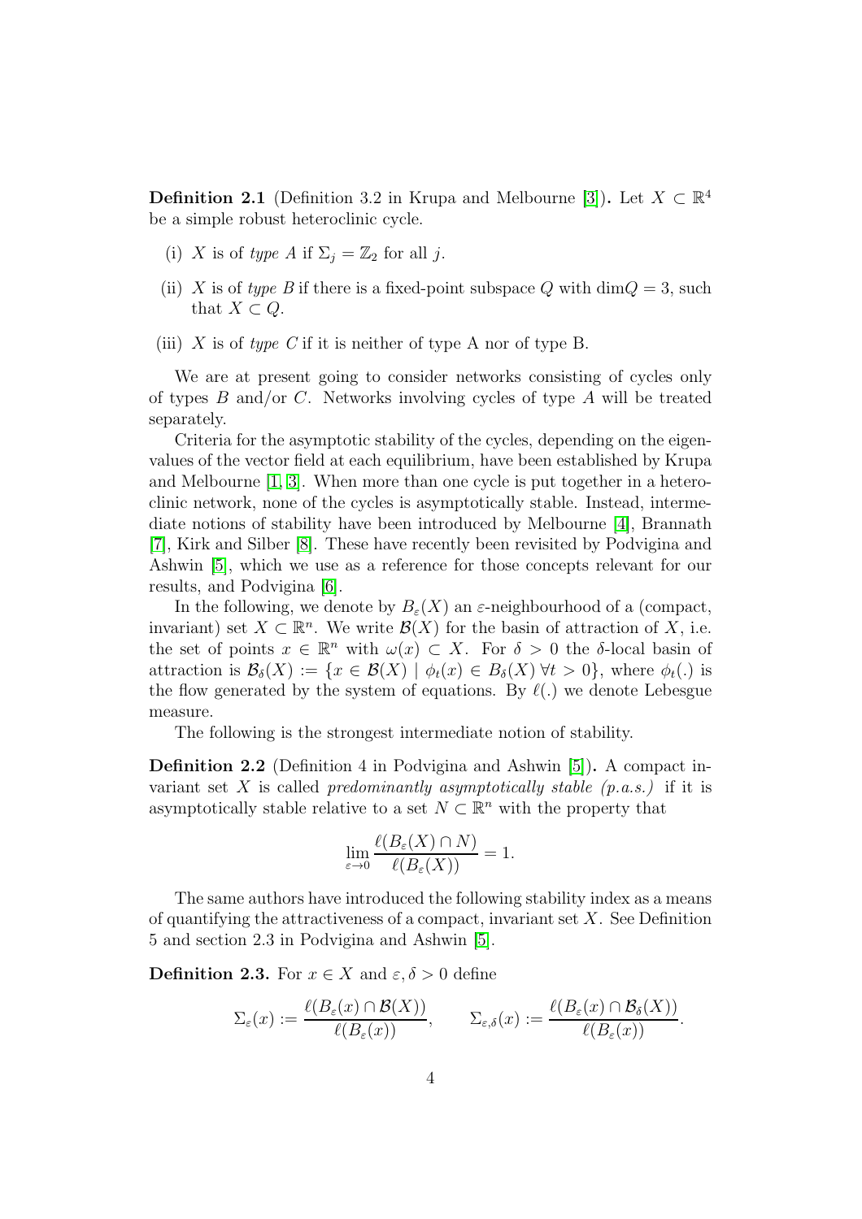**Definition 2.1** (Definition 3.2 in Krupa and Melbourne [3]). Let $X \subset \mathbb{R}^4$ be a simple robust heteroclinic cycle.

(i) $X$ is of *type A* if $\Sigma_j = \mathbb{Z}_2$ for all $j$.

(ii) $X$ is of *type B* if there is a fixed-point subspace $Q$ with $\dim Q = 3$, such that $X \subset Q$.

(iii) $X$ is of *type C* if it is neither of type A nor of type B.

We are at present going to consider networks consisting of cycles only of types $B$ and/or $C$. Networks involving cycles of type $A$ will be treated separately.

Criteria for the asymptotic stability of the cycles, depending on the eigenvalues of the vector field at each equilibrium, have been established by Krupa and Melbourne [1, 3]. When more than one cycle is put together in a heteroclinic network, none of the cycles is asymptotically stable. Instead, intermediate notions of stability have been introduced by Melbourne [4], Brannath [7], Kirk and Silber [8]. These have recently been revisited by Podvigina and Ashwin [5], which we use as a reference for those concepts relevant for our results, and Podvigina [6].

In the following, we denote by $B_\varepsilon(X)$ an $\varepsilon$-neighbourhood of a (compact, invariant) set $X \subset \mathbb{R}^n$. We write $\mathcal{B}(X)$ for the basin of attraction of $X$, i.e. the set of points $x \in \mathbb{R}^n$ with $\omega(x) \subset X$. For $\delta > 0$ the $\delta$-local basin of attraction is $\mathcal{B}_\delta(X) := \{x \in \mathcal{B}(X) \mid \phi_t(x) \in B_\delta(X) \; \forall t > 0\}$, where $\phi_t(.)$ is the flow generated by the system of equations. By $\ell(.)$ we denote Lebesgue measure.

The following is the strongest intermediate notion of stability.

**Definition 2.2** (Definition 4 in Podvigina and Ashwin [5]). A compact invariant set $X$ is called *predominantly asymptotically stable (p.a.s.)* if it is asymptotically stable relative to a set $N \subset \mathbb{R}^n$ with the property that

$$\lim_{\varepsilon \to 0} \frac{\ell(B_\varepsilon(X) \cap N)}{\ell(B_\varepsilon(X))} = 1.$$

The same authors have introduced the following stability index as a means of quantifying the attractiveness of a compact, invariant set $X$. See Definition 5 and section 2.3 in Podvigina and Ashwin [5].

**Definition 2.3.** For $x \in X$ and $\varepsilon, \delta > 0$ define

$$\Sigma_\varepsilon(x) := \frac{\ell(B_\varepsilon(x) \cap \mathcal{B}(X))}{\ell(B_\varepsilon(x))}, \qquad \Sigma_{\varepsilon,\delta}(x) := \frac{\ell(B_\varepsilon(x) \cap \mathcal{B}_\delta(X))}{\ell(B_\varepsilon(x))}.$$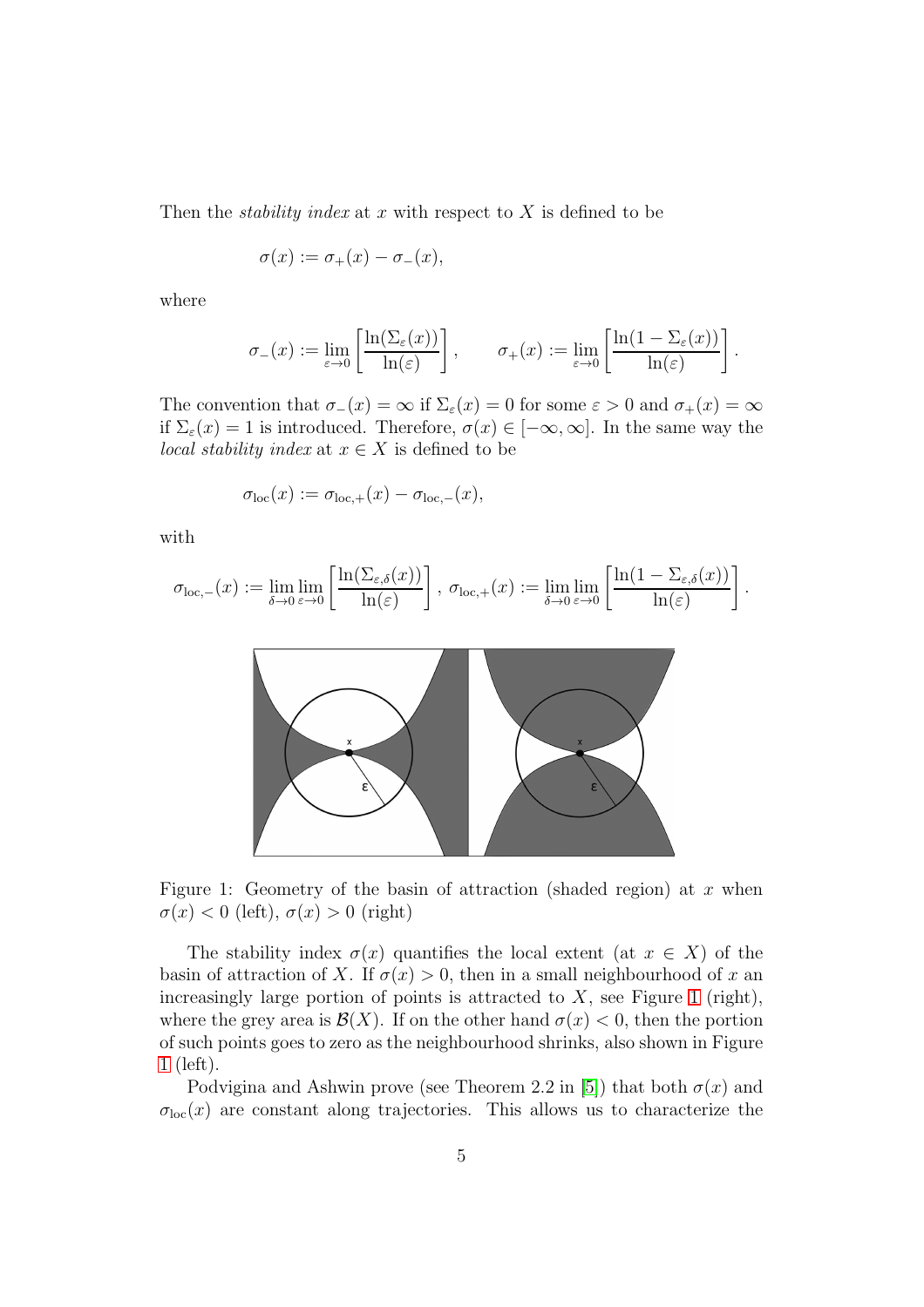Then the *stability index* at $x$ with respect to $X$ is defined to be

$$\sigma(x) := \sigma_+(x) - \sigma_-(x),$$

where

$$\sigma_-(x) := \lim_{\varepsilon \to 0} \left[ \frac{\ln(\Sigma_\varepsilon(x))}{\ln(\varepsilon)} \right], \qquad \sigma_+(x) := \lim_{\varepsilon \to 0} \left[ \frac{\ln(1 - \Sigma_\varepsilon(x))}{\ln(\varepsilon)} \right].$$

The convention that $\sigma_-(x) = \infty$ if $\Sigma_\varepsilon(x) = 0$ for some $\varepsilon > 0$ and $\sigma_+(x) = \infty$ if $\Sigma_\varepsilon(x) = 1$ is introduced. Therefore, $\sigma(x) \in [-\infty, \infty]$. In the same way the *local stability index* at $x \in X$ is defined to be

$$\sigma_{\text{loc}}(x) := \sigma_{\text{loc},+}(x) - \sigma_{\text{loc},-}(x),$$

with

$$\sigma_{\text{loc},-}(x) := \lim_{\delta \to 0} \lim_{\varepsilon \to 0} \left[ \frac{\ln(\Sigma_{\varepsilon,\delta}(x))}{\ln(\varepsilon)} \right], \; \sigma_{\text{loc},+}(x) := \lim_{\delta \to 0} \lim_{\varepsilon \to 0} \left[ \frac{\ln(1 - \Sigma_{\varepsilon,\delta}(x))}{\ln(\varepsilon)} \right].$$

Figure 1: Geometry of the basin of attraction (shaded region) at $x$ when $\sigma(x) < 0$ (left), $\sigma(x) > 0$ (right)

The stability index $\sigma(x)$ quantifies the local extent (at $x \in X$) of the basin of attraction of $X$. If $\sigma(x) > 0$, then in a small neighbourhood of $x$ an increasingly large portion of points is attracted to $X$, see Figure 1 (right), where the grey area is $\mathcal{B}(X)$. If on the other hand $\sigma(x) < 0$, then the portion of such points goes to zero as the neighbourhood shrinks, also shown in Figure 1 (left).

Podvigina and Ashwin prove (see Theorem 2.2 in [5]) that both $\sigma(x)$ and $\sigma_{\text{loc}}(x)$ are constant along trajectories. This allows us to characterize the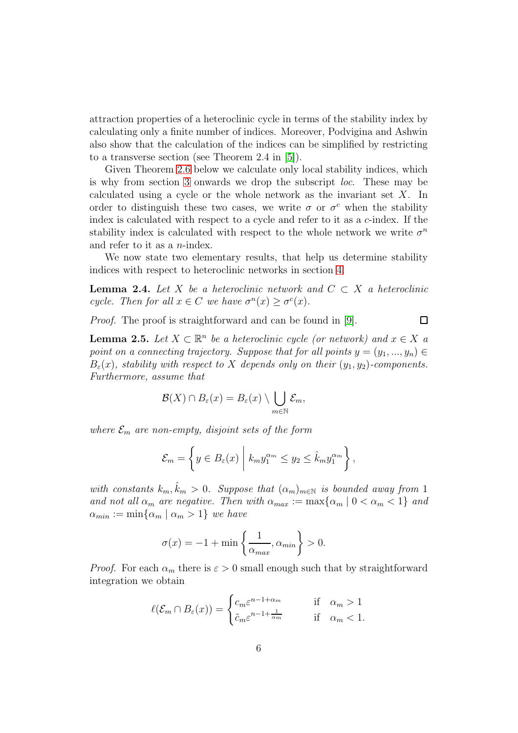attraction properties of a heteroclinic cycle in terms of the stability index by calculating only a finite number of indices. Moreover, Podvigina and Ashwin also show that the calculation of the indices can be simplified by restricting to a transverse section (see Theorem 2.4 in [5]).

Given Theorem 2.6 below we calculate only local stability indices, which is why from section 3 onwards we drop the subscript *loc*. These may be calculated using a cycle or the whole network as the invariant set $X$. In order to distinguish these two cases, we write $\sigma$ or $\sigma^c$ when the stability index is calculated with respect to a cycle and refer to it as a *c*-index. If the stability index is calculated with respect to the whole network we write $\sigma^n$ and refer to it as a *n*-index.

We now state two elementary results, that help us determine stability indices with respect to heteroclinic networks in section 4.

**Lemma 2.4.** *Let $X$ be a heteroclinic network and $C \subset X$ a heteroclinic cycle. Then for all $x \in C$ we have $\sigma^n(x) \geq \sigma^c(x)$.*

*Proof.* The proof is straightforward and can be found in [9]. □

**Lemma 2.5.** *Let $X \subset \mathbb{R}^n$ be a heteroclinic cycle (or network) and $x \in X$ a point on a connecting trajectory. Suppose that for all points $y = (y_1, ..., y_n) \in B_\varepsilon(x)$, stability with respect to $X$ depends only on their $(y_1, y_2)$-components. Furthermore, assume that*

$$\mathcal{B}(X) \cap B_\varepsilon(x) = B_\varepsilon(x) \setminus \bigcup_{m \in \mathbb{N}} \mathcal{E}_m,$$

*where $\mathcal{E}_m$ are non-empty, disjoint sets of the form*

$$\mathcal{E}_m = \left\{ y \in B_\varepsilon(x) \;\middle|\; k_m y_1^{\alpha_m} \leq y_2 \leq \hat{k}_m y_1^{\alpha_m} \right\},$$

*with constants $k_m, \hat{k}_m > 0$. Suppose that $(\alpha_m)_{m \in \mathbb{N}}$ is bounded away from 1 and not all $\alpha_m$ are negative. Then with $\alpha_{max} := \max\{\alpha_m \mid 0 < \alpha_m < 1\}$ and $\alpha_{min} := \min\{\alpha_m \mid \alpha_m > 1\}$ we have*

$$\sigma(x) = -1 + \min\left\{ \frac{1}{\alpha_{max}}, \alpha_{min} \right\} > 0.$$

*Proof.* For each $\alpha_m$ there is $\varepsilon > 0$ small enough such that by straightforward integration we obtain

$$\ell(\mathcal{E}_m \cap B_\varepsilon(x)) = \begin{cases} c_m \varepsilon^{n-1+\alpha_m} & \text{if} \quad \alpha_m > 1 \\ \tilde{c}_m \varepsilon^{n-1+\frac{1}{\alpha_m}} & \text{if} \quad \alpha_m < 1. \end{cases}$$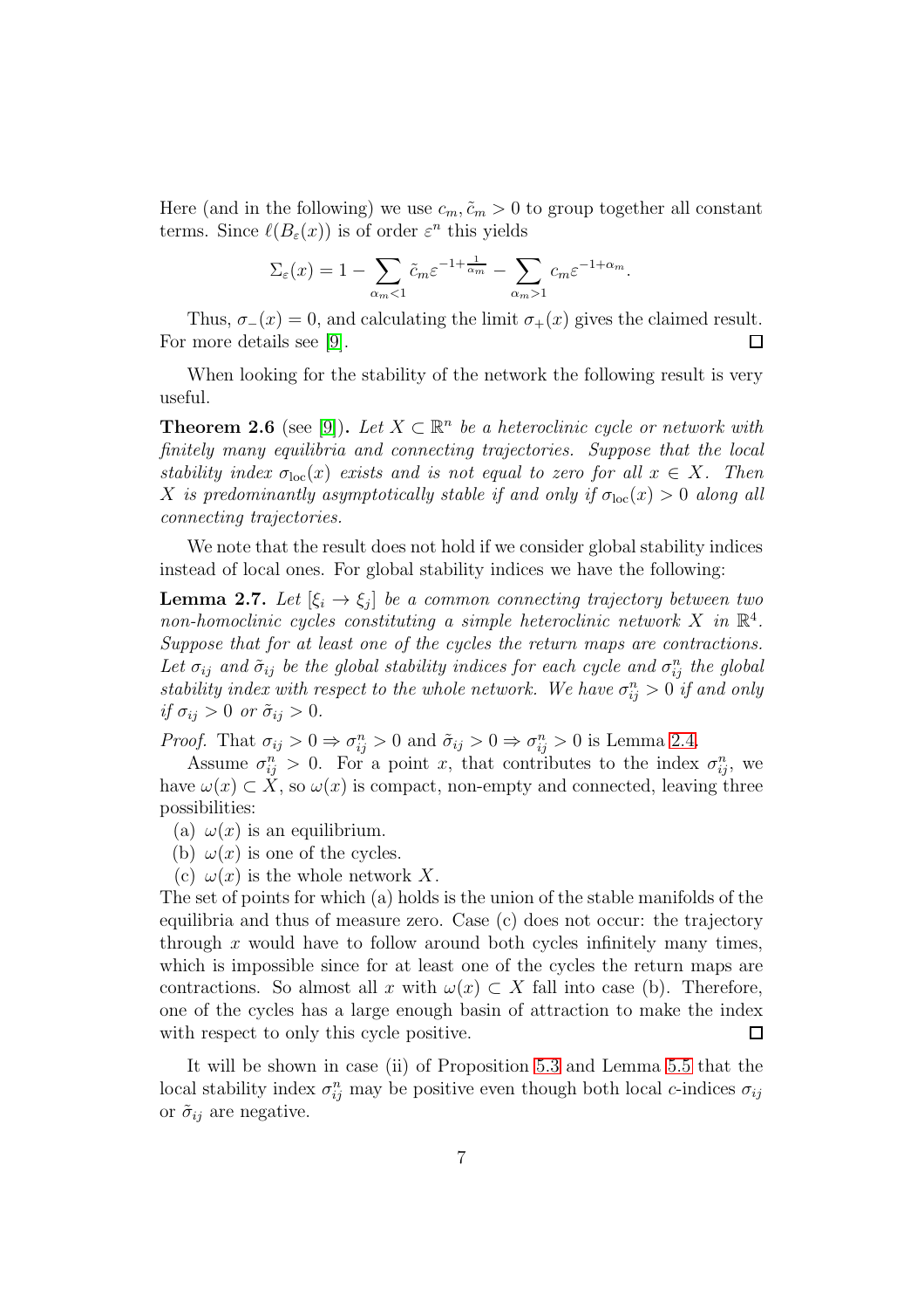Here (and in the following) we use $c_m, \tilde{c}_m > 0$ to group together all constant terms. Since $\ell(B_\varepsilon(x))$ is of order $\varepsilon^n$ this yields

$$\Sigma_\varepsilon(x) = 1 - \sum_{\alpha_m < 1} \tilde{c}_m \varepsilon^{-1+\frac{1}{\alpha_m}} - \sum_{\alpha_m > 1} c_m \varepsilon^{-1+\alpha_m}.$$

Thus, $\sigma_-(x) = 0$, and calculating the limit $\sigma_+(x)$ gives the claimed result. For more details see [9]. □

When looking for the stability of the network the following result is very useful.

**Theorem 2.6** (see [9])**.** *Let $X \subset \mathbb{R}^n$ be a heteroclinic cycle or network with finitely many equilibria and connecting trajectories. Suppose that the local stability index $\sigma_{\mathrm{loc}}(x)$ exists and is not equal to zero for all $x \in X$. Then $X$ is predominantly asymptotically stable if and only if $\sigma_{\mathrm{loc}}(x) > 0$ along all connecting trajectories.*

We note that the result does not hold if we consider global stability indices instead of local ones. For global stability indices we have the following:

**Lemma 2.7.** *Let $[\xi_i \to \xi_j]$ be a common connecting trajectory between two non-homoclinic cycles constituting a simple heteroclinic network $X$ in $\mathbb{R}^4$. Suppose that for at least one of the cycles the return maps are contractions. Let $\sigma_{ij}$ and $\tilde{\sigma}_{ij}$ be the global stability indices for each cycle and $\sigma^n_{ij}$ the global stability index with respect to the whole network. We have $\sigma^n_{ij} > 0$ if and only if $\sigma_{ij} > 0$ or $\tilde{\sigma}_{ij} > 0$.*

*Proof.* That $\sigma_{ij} > 0 \Rightarrow \sigma^n_{ij} > 0$ and $\tilde{\sigma}_{ij} > 0 \Rightarrow \sigma^n_{ij} > 0$ is Lemma 2.4.

Assume $\sigma^n_{ij} > 0$. For a point $x$, that contributes to the index $\sigma^n_{ij}$, we have $\omega(x) \subset X$, so $\omega(x)$ is compact, non-empty and connected, leaving three possibilities:

(a) $\omega(x)$ is an equilibrium.

(b) $\omega(x)$ is one of the cycles.

(c) $\omega(x)$ is the whole network $X$.

The set of points for which (a) holds is the union of the stable manifolds of the equilibria and thus of measure zero. Case (c) does not occur: the trajectory through $x$ would have to follow around both cycles infinitely many times, which is impossible since for at least one of the cycles the return maps are contractions. So almost all $x$ with $\omega(x) \subset X$ fall into case (b). Therefore, one of the cycles has a large enough basin of attraction to make the index with respect to only this cycle positive. □

It will be shown in case (ii) of Proposition 5.3 and Lemma 5.5 that the local stability index $\sigma^n_{ij}$ may be positive even though both local $c$-indices $\sigma_{ij}$ or $\tilde{\sigma}_{ij}$ are negative.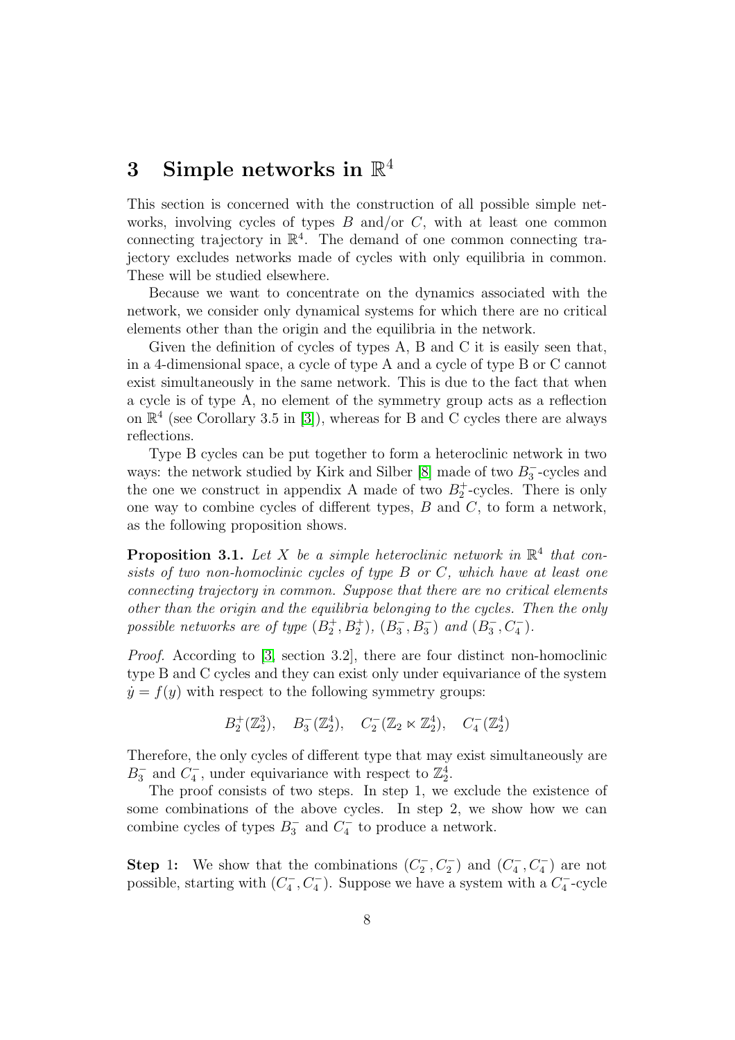# 3 Simple networks in $\mathbb{R}^4$

This section is concerned with the construction of all possible simple networks, involving cycles of types $B$ and/or $C$, with at least one common connecting trajectory in $\mathbb{R}^4$. The demand of one common connecting trajectory excludes networks made of cycles with only equilibria in common. These will be studied elsewhere.

Because we want to concentrate on the dynamics associated with the network, we consider only dynamical systems for which there are no critical elements other than the origin and the equilibria in the network.

Given the definition of cycles of types A, B and C it is easily seen that, in a 4-dimensional space, a cycle of type A and a cycle of type B or C cannot exist simultaneously in the same network. This is due to the fact that when a cycle is of type A, no element of the symmetry group acts as a reflection on $\mathbb{R}^4$ (see Corollary 3.5 in [3]), whereas for B and C cycles there are always reflections.

Type B cycles can be put together to form a heteroclinic network in two ways: the network studied by Kirk and Silber [8] made of two $B_3^-$-cycles and the one we construct in appendix A made of two $B_2^+$-cycles. There is only one way to combine cycles of different types, $B$ and $C$, to form a network, as the following proposition shows.

**Proposition 3.1.** *Let $X$ be a simple heteroclinic network in $\mathbb{R}^4$ that consists of two non-homoclinic cycles of type $B$ or $C$, which have at least one connecting trajectory in common. Suppose that there are no critical elements other than the origin and the equilibria belonging to the cycles. Then the only possible networks are of type $(B_2^+, B_2^+)$, $(B_3^-, B_3^-)$ and $(B_3^-, C_4^-)$.*

*Proof.* According to [3, section 3.2], there are four distinct non-homoclinic type B and C cycles and they can exist only under equivariance of the system $\dot{y} = f(y)$ with respect to the following symmetry groups:

$$B_2^+(\mathbb{Z}_2^3), \quad B_3^-(\mathbb{Z}_2^4), \quad C_2^-(\mathbb{Z}_2 \ltimes \mathbb{Z}_2^4), \quad C_4^-(\mathbb{Z}_2^4)$$

Therefore, the only cycles of different type that may exist simultaneously are $B_3^-$ and $C_4^-$, under equivariance with respect to $\mathbb{Z}_2^4$.

The proof consists of two steps. In step 1, we exclude the existence of some combinations of the above cycles. In step 2, we show how we can combine cycles of types $B_3^-$ and $C_4^-$ to produce a network.

**Step 1:** We show that the combinations $(C_2^-, C_2^-)$ and $(C_4^-, C_4^-)$ are not possible, starting with $(C_4^-, C_4^-)$. Suppose we have a system with a $C_4^-$-cycle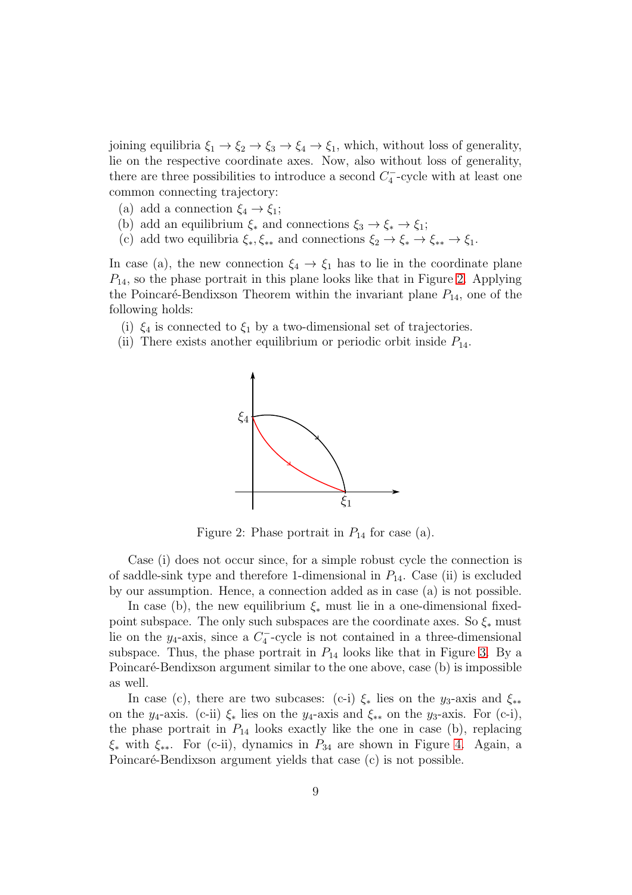joining equilibria $\xi_1 \to \xi_2 \to \xi_3 \to \xi_4 \to \xi_1$, which, without loss of generality, lie on the respective coordinate axes. Now, also without loss of generality, there are three possibilities to introduce a second $C_4^-$-cycle with at least one common connecting trajectory:

(a) add a connection $\xi_4 \to \xi_1$;
(b) add an equilibrium $\xi_*$ and connections $\xi_3 \to \xi_* \to \xi_1$;
(c) add two equilibria $\xi_*, \xi_{**}$ and connections $\xi_2 \to \xi_* \to \xi_{**} \to \xi_1$.

In case (a), the new connection $\xi_4 \to \xi_1$ has to lie in the coordinate plane $P_{14}$, so the phase portrait in this plane looks like that in Figure 2. Applying the Poincaré-Bendixson Theorem within the invariant plane $P_{14}$, one of the following holds:

(i) $\xi_4$ is connected to $\xi_1$ by a two-dimensional set of trajectories.
(ii) There exists another equilibrium or periodic orbit inside $P_{14}$.

Figure 2: Phase portrait in $P_{14}$ for case (a).

Case (i) does not occur since, for a simple robust cycle the connection is of saddle-sink type and therefore 1-dimensional in $P_{14}$. Case (ii) is excluded by our assumption. Hence, a connection added as in case (a) is not possible.

In case (b), the new equilibrium $\xi_*$ must lie in a one-dimensional fixed-point subspace. The only such subspaces are the coordinate axes. So $\xi_*$ must lie on the $y_4$-axis, since a $C_4^-$-cycle is not contained in a three-dimensional subspace. Thus, the phase portrait in $P_{14}$ looks like that in Figure 3. By a Poincaré-Bendixson argument similar to the one above, case (b) is impossible as well.

In case (c), there are two subcases: (c-i) $\xi_*$ lies on the $y_3$-axis and $\xi_{**}$ on the $y_4$-axis. (c-ii) $\xi_*$ lies on the $y_4$-axis and $\xi_{**}$ on the $y_3$-axis. For (c-i), the phase portrait in $P_{14}$ looks exactly like the one in case (b), replacing $\xi_*$ with $\xi_{**}$. For (c-ii), dynamics in $P_{34}$ are shown in Figure 4. Again, a Poincaré-Bendixson argument yields that case (c) is not possible.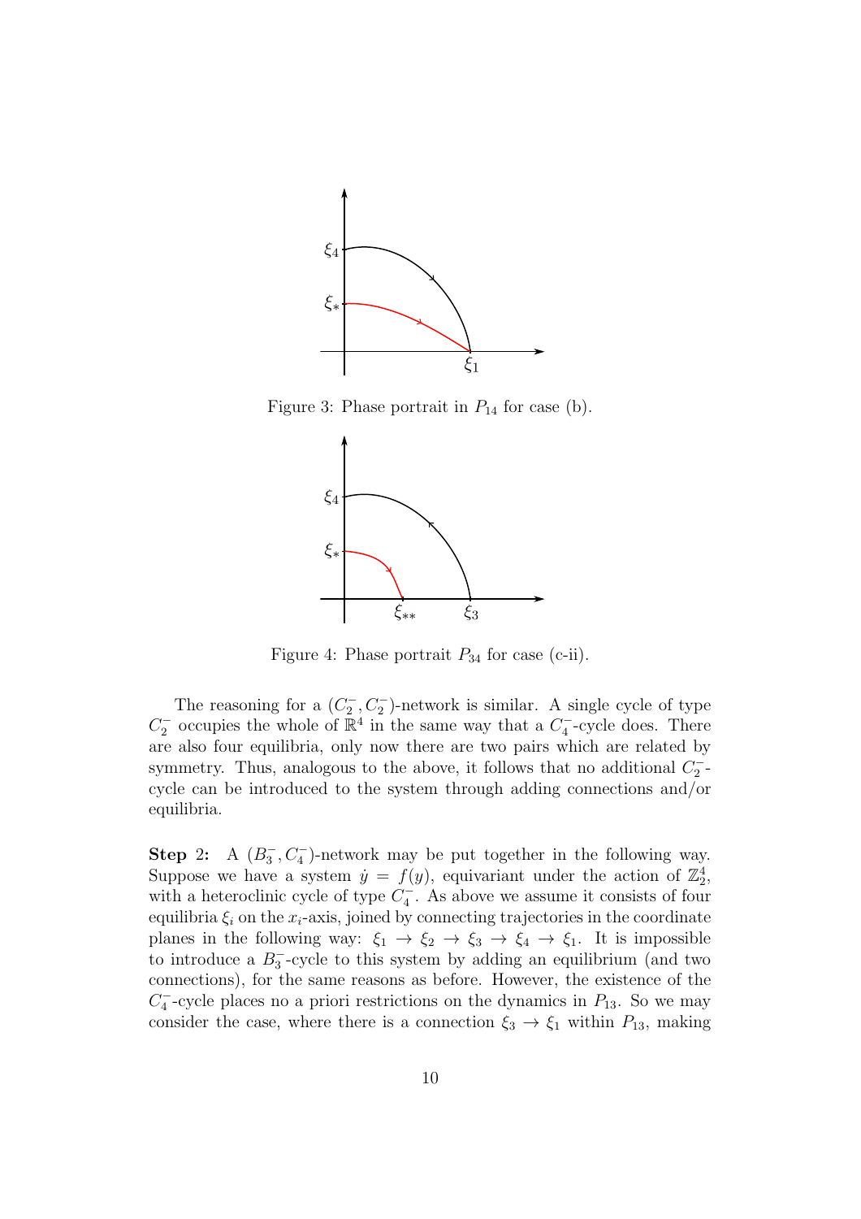Figure 3: Phase portrait in $P_{14}$ for case (b).

Figure 4: Phase portrait $P_{34}$ for case (c-ii).

The reasoning for a $(C_2^-, C_2^-)$-network is similar. A single cycle of type $C_2^-$ occupies the whole of $\mathbb{R}^4$ in the same way that a $C_4^-$-cycle does. There are also four equilibria, only now there are two pairs which are related by symmetry. Thus, analogous to the above, it follows that no additional $C_2^-$-cycle can be introduced to the system through adding connections and/or equilibria.

**Step 2:** A $(B_3^-, C_4^-)$-network may be put together in the following way. Suppose we have a system $\dot{y} = f(y)$, equivariant under the action of $\mathbb{Z}_2^4$, with a heteroclinic cycle of type $C_4^-$. As above we assume it consists of four equilibria $\xi_i$ on the $x_i$-axis, joined by connecting trajectories in the coordinate planes in the following way: $\xi_1 \to \xi_2 \to \xi_3 \to \xi_4 \to \xi_1$. It is impossible to introduce a $B_3^-$-cycle to this system by adding an equilibrium (and two connections), for the same reasons as before. However, the existence of the $C_4^-$-cycle places no a priori restrictions on the dynamics in $P_{13}$. So we may consider the case, where there is a connection $\xi_3 \to \xi_1$ within $P_{13}$, making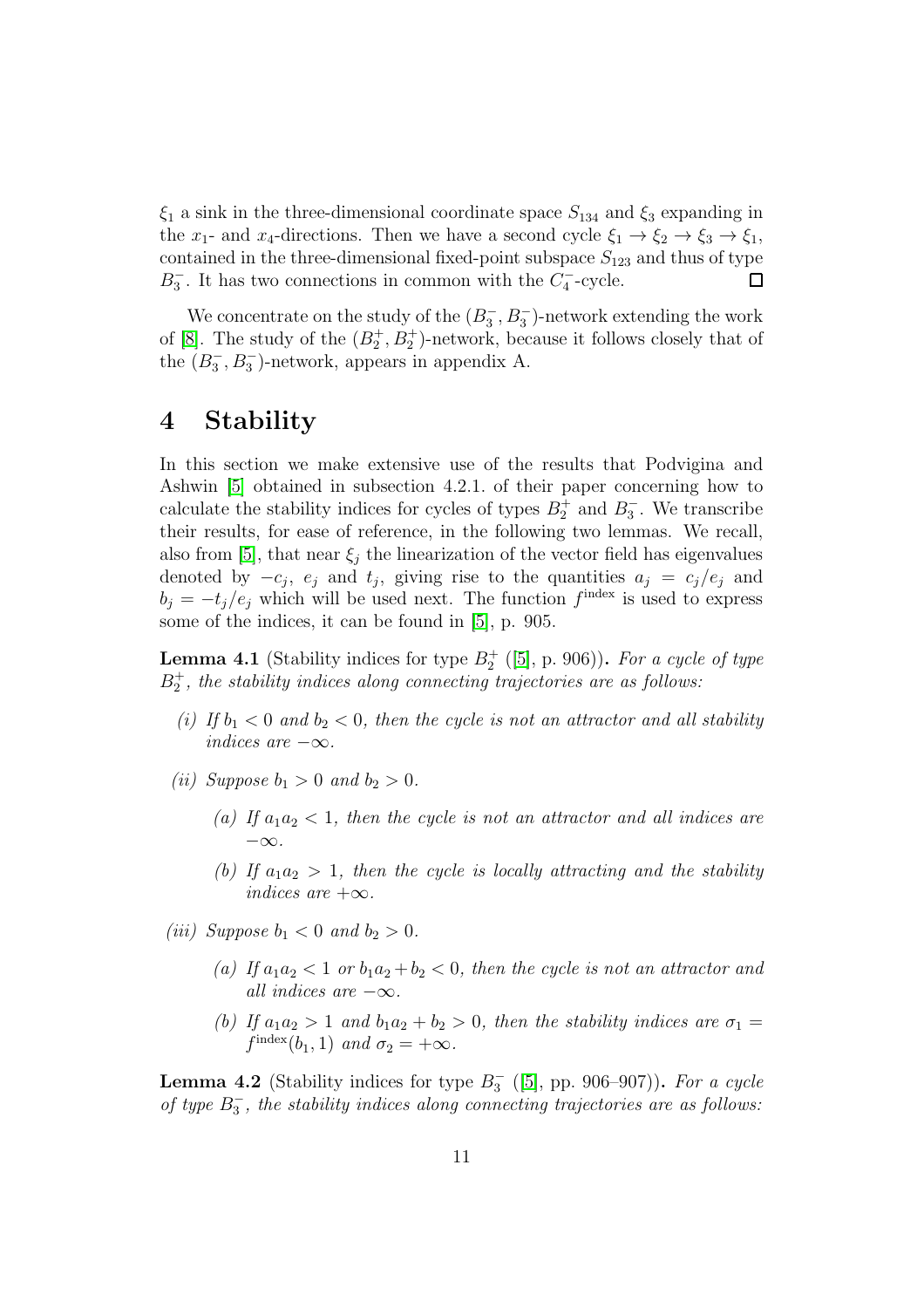$\xi_1$ a sink in the three-dimensional coordinate space $S_{134}$ and $\xi_3$ expanding in the $x_1$- and $x_4$-directions. Then we have a second cycle $\xi_1 \to \xi_2 \to \xi_3 \to \xi_1$, contained in the three-dimensional fixed-point subspace $S_{123}$ and thus of type $B_3^-$. It has two connections in common with the $C_4^-$-cycle. □

We concentrate on the study of the $(B_3^-, B_3^-)$-network extending the work of [8]. The study of the $(B_2^+, B_2^+)$-network, because it follows closely that of the $(B_3^-, B_3^-)$-network, appears in appendix A.

# 4 Stability

In this section we make extensive use of the results that Podvigina and Ashwin [5] obtained in subsection 4.2.1. of their paper concerning how to calculate the stability indices for cycles of types $B_2^+$ and $B_3^-$. We transcribe their results, for ease of reference, in the following two lemmas. We recall, also from [5], that near $\xi_j$ the linearization of the vector field has eigenvalues denoted by $-c_j$, $e_j$ and $t_j$, giving rise to the quantities $a_j = c_j/e_j$ and $b_j = -t_j/e_j$ which will be used next. The function $f^{\text{index}}$ is used to express some of the indices, it can be found in [5], p. 905.

**Lemma 4.1** (Stability indices for type $B_2^+$ ([5], p. 906))**.** *For a cycle of type $B_2^+$, the stability indices along connecting trajectories are as follows:*

*(i) If $b_1 < 0$ and $b_2 < 0$, then the cycle is not an attractor and all stability indices are $-\infty$.*

*(ii) Suppose $b_1 > 0$ and $b_2 > 0$.*

- *(a) If $a_1 a_2 < 1$, then the cycle is not an attractor and all indices are $-\infty$.*
- *(b) If $a_1 a_2 > 1$, then the cycle is locally attracting and the stability indices are $+\infty$.*

*(iii) Suppose $b_1 < 0$ and $b_2 > 0$.*

- *(a) If $a_1 a_2 < 1$ or $b_1 a_2 + b_2 < 0$, then the cycle is not an attractor and all indices are $-\infty$.*
- *(b) If $a_1 a_2 > 1$ and $b_1 a_2 + b_2 > 0$, then the stability indices are $\sigma_1 = f^{\text{index}}(b_1, 1)$ and $\sigma_2 = +\infty$.*

**Lemma 4.2** (Stability indices for type $B_3^-$ ([5], pp. 906–907))**.** *For a cycle of type $B_3^-$, the stability indices along connecting trajectories are as follows:*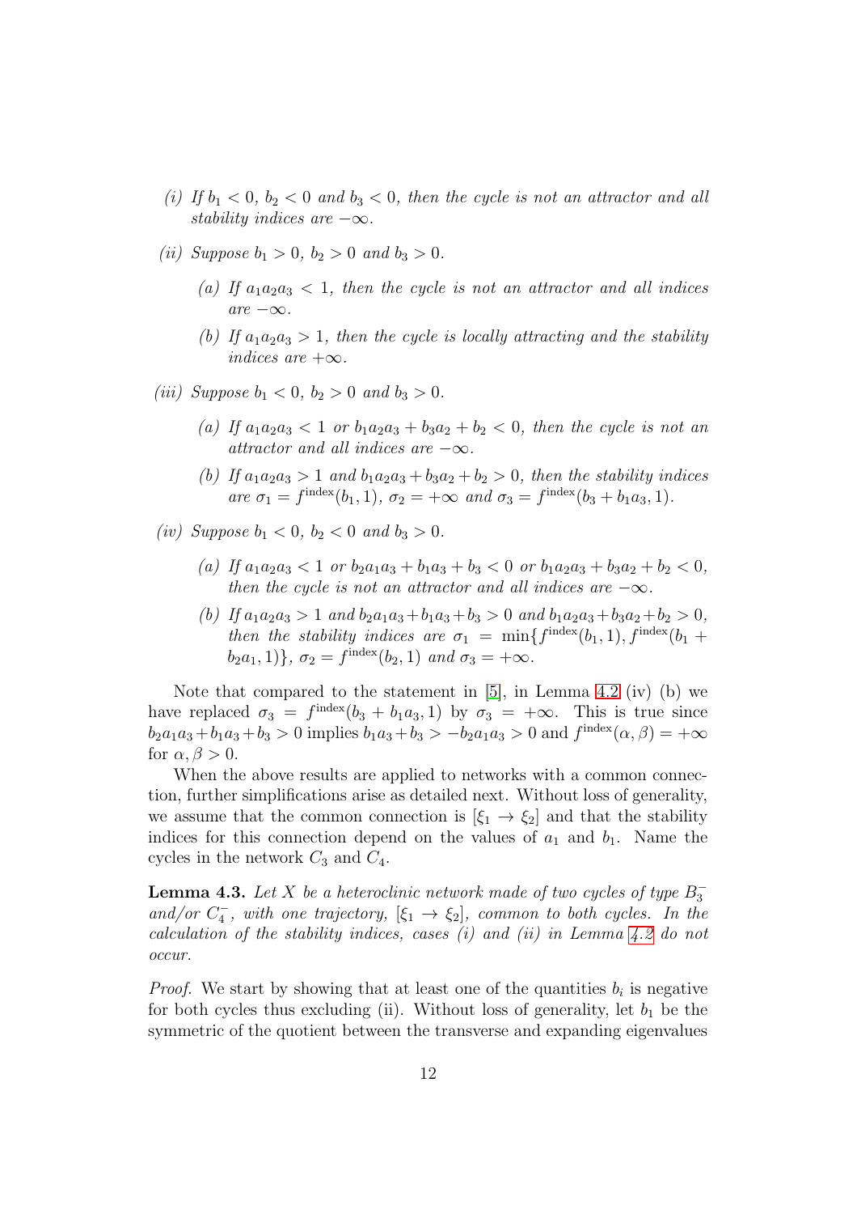*(i) If $b_1 < 0$, $b_2 < 0$ and $b_3 < 0$, then the cycle is not an attractor and all stability indices are $-\infty$.*

*(ii) Suppose $b_1 > 0$, $b_2 > 0$ and $b_3 > 0$.*

*(a) If $a_1a_2a_3 < 1$, then the cycle is not an attractor and all indices are $-\infty$.*

*(b) If $a_1a_2a_3 > 1$, then the cycle is locally attracting and the stability indices are $+\infty$.*

*(iii) Suppose $b_1 < 0$, $b_2 > 0$ and $b_3 > 0$.*

*(a) If $a_1a_2a_3 < 1$ or $b_1a_2a_3 + b_3a_2 + b_2 < 0$, then the cycle is not an attractor and all indices are $-\infty$.*

*(b) If $a_1a_2a_3 > 1$ and $b_1a_2a_3 + b_3a_2 + b_2 > 0$, then the stability indices are $\sigma_1 = f^{\text{index}}(b_1, 1)$, $\sigma_2 = +\infty$ and $\sigma_3 = f^{\text{index}}(b_3 + b_1a_3, 1)$.*

*(iv) Suppose $b_1 < 0$, $b_2 < 0$ and $b_3 > 0$.*

*(a) If $a_1a_2a_3 < 1$ or $b_2a_1a_3 + b_1a_3 + b_3 < 0$ or $b_1a_2a_3 + b_3a_2 + b_2 < 0$, then the cycle is not an attractor and all indices are $-\infty$.*

*(b) If $a_1a_2a_3 > 1$ and $b_2a_1a_3 + b_1a_3 + b_3 > 0$ and $b_1a_2a_3 + b_3a_2 + b_2 > 0$, then the stability indices are $\sigma_1 = \min\{f^{\text{index}}(b_1, 1), f^{\text{index}}(b_1 + b_2a_1, 1)\}$, $\sigma_2 = f^{\text{index}}(b_2, 1)$ and $\sigma_3 = +\infty$.*

Note that compared to the statement in [5], in Lemma 4.2 (iv) (b) we have replaced $\sigma_3 = f^{\text{index}}(b_3 + b_1a_3, 1)$ by $\sigma_3 = +\infty$. This is true since $b_2a_1a_3 + b_1a_3 + b_3 > 0$ implies $b_1a_3 + b_3 > -b_2a_1a_3 > 0$ and $f^{\text{index}}(\alpha, \beta) = +\infty$ for $\alpha, \beta > 0$.

When the above results are applied to networks with a common connection, further simplifications arise as detailed next. Without loss of generality, we assume that the common connection is $[\xi_1 \to \xi_2]$ and that the stability indices for this connection depend on the values of $a_1$ and $b_1$. Name the cycles in the network $C_3$ and $C_4$.

**Lemma 4.3.** *Let $X$ be a heteroclinic network made of two cycles of type $B_3^-$ and/or $C_4^-$, with one trajectory, $[\xi_1 \to \xi_2]$, common to both cycles. In the calculation of the stability indices, cases (i) and (ii) in Lemma 4.2 do not occur.*

*Proof.* We start by showing that at least one of the quantities $b_i$ is negative for both cycles thus excluding (ii). Without loss of generality, let $b_1$ be the symmetric of the quotient between the transverse and expanding eigenvalues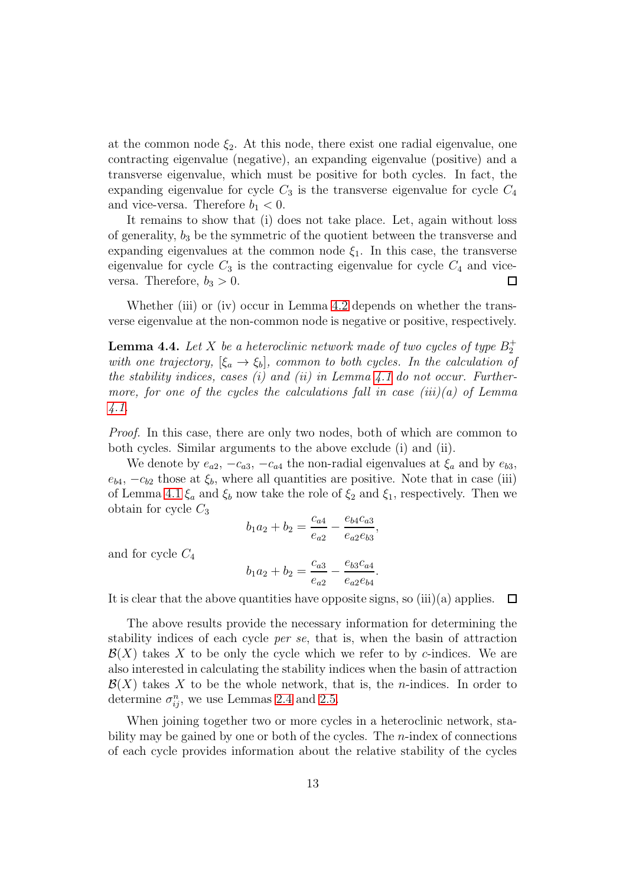at the common node $\xi_2$. At this node, there exist one radial eigenvalue, one contracting eigenvalue (negative), an expanding eigenvalue (positive) and a transverse eigenvalue, which must be positive for both cycles. In fact, the expanding eigenvalue for cycle $C_3$ is the transverse eigenvalue for cycle $C_4$ and vice-versa. Therefore $b_1 < 0$.

It remains to show that (i) does not take place. Let, again without loss of generality, $b_3$ be the symmetric of the quotient between the transverse and expanding eigenvalues at the common node $\xi_1$. In this case, the transverse eigenvalue for cycle $C_3$ is the contracting eigenvalue for cycle $C_4$ and vice-versa. Therefore, $b_3 > 0$. □

Whether (iii) or (iv) occur in Lemma 4.2 depends on whether the transverse eigenvalue at the non-common node is negative or positive, respectively.

**Lemma 4.4.** *Let $X$ be a heteroclinic network made of two cycles of type $B_2^+$ with one trajectory, $[\xi_a \to \xi_b]$, common to both cycles. In the calculation of the stability indices, cases (i) and (ii) in Lemma 4.1 do not occur. Furthermore, for one of the cycles the calculations fall in case (iii)(a) of Lemma 4.1.*

*Proof.* In this case, there are only two nodes, both of which are common to both cycles. Similar arguments to the above exclude (i) and (ii).

We denote by $e_{a2}$, $-c_{a3}$, $-c_{a4}$ the non-radial eigenvalues at $\xi_a$ and by $e_{b3}$, $e_{b4}$, $-c_{b2}$ those at $\xi_b$, where all quantities are positive. Note that in case (iii) of Lemma 4.1 $\xi_a$ and $\xi_b$ now take the role of $\xi_2$ and $\xi_1$, respectively. Then we obtain for cycle $C_3$

$$b_1 a_2 + b_2 = \frac{c_{a4}}{e_{a2}} - \frac{e_{b4} c_{a3}}{e_{a2} e_{b3}},$$

and for cycle $C_4$

$$b_1 a_2 + b_2 = \frac{c_{a3}}{e_{a2}} - \frac{e_{b3} c_{a4}}{e_{a2} e_{b4}}.$$

It is clear that the above quantities have opposite signs, so (iii)(a) applies. □

The above results provide the necessary information for determining the stability indices of each cycle *per se*, that is, when the basin of attraction $\mathcal{B}(X)$ takes $X$ to be only the cycle which we refer to by $c$-indices. We are also interested in calculating the stability indices when the basin of attraction $\mathcal{B}(X)$ takes $X$ to be the whole network, that is, the $n$-indices. In order to determine $\sigma_{ij}^n$, we use Lemmas 2.4 and 2.5.

When joining together two or more cycles in a heteroclinic network, stability may be gained by one or both of the cycles. The $n$-index of connections of each cycle provides information about the relative stability of the cycles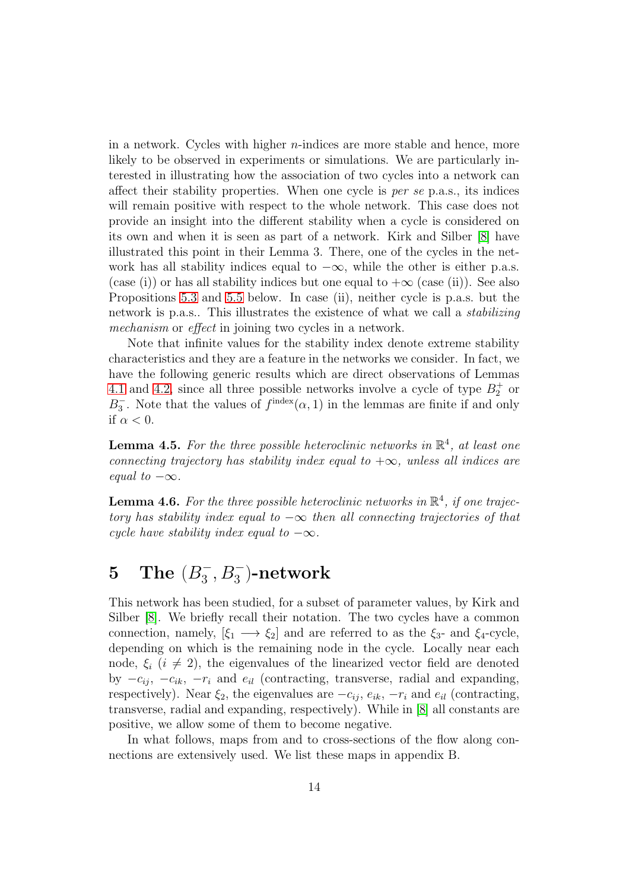in a network. Cycles with higher $n$-indices are more stable and hence, more likely to be observed in experiments or simulations. We are particularly interested in illustrating how the association of two cycles into a network can affect their stability properties. When one cycle is *per se* p.a.s., its indices will remain positive with respect to the whole network. This case does not provide an insight into the different stability when a cycle is considered on its own and when it is seen as part of a network. Kirk and Silber [8] have illustrated this point in their Lemma 3. There, one of the cycles in the network has all stability indices equal to $-\infty$, while the other is either p.a.s. (case (i)) or has all stability indices but one equal to $+\infty$ (case (ii)). See also Propositions 5.3 and 5.5 below. In case (ii), neither cycle is p.a.s. but the network is p.a.s.. This illustrates the existence of what we call a *stabilizing mechanism* or *effect* in joining two cycles in a network.

Note that infinite values for the stability index denote extreme stability characteristics and they are a feature in the networks we consider. In fact, we have the following generic results which are direct observations of Lemmas 4.1 and 4.2, since all three possible networks involve a cycle of type $B_2^+$ or $B_3^-$. Note that the values of $f^{\text{index}}(\alpha, 1)$ in the lemmas are finite if and only if $\alpha < 0$.

**Lemma 4.5.** *For the three possible heteroclinic networks in $\mathbb{R}^4$, at least one connecting trajectory has stability index equal to $+\infty$, unless all indices are equal to $-\infty$.*

**Lemma 4.6.** *For the three possible heteroclinic networks in $\mathbb{R}^4$, if one trajectory has stability index equal to $-\infty$ then all connecting trajectories of that cycle have stability index equal to $-\infty$.*

# 5 The $(B_3^-, B_3^-)$-network

This network has been studied, for a subset of parameter values, by Kirk and Silber [8]. We briefly recall their notation. The two cycles have a common connection, namely, $[\xi_1 \longrightarrow \xi_2]$ and are referred to as the $\xi_3$- and $\xi_4$-cycle, depending on which is the remaining node in the cycle. Locally near each node, $\xi_i$ ($i \neq 2$), the eigenvalues of the linearized vector field are denoted by $-c_{ij}$, $-c_{ik}$, $-r_i$ and $e_{il}$ (contracting, transverse, radial and expanding, respectively). Near $\xi_2$, the eigenvalues are $-c_{ij}$, $e_{ik}$, $-r_i$ and $e_{il}$ (contracting, transverse, radial and expanding, respectively). While in [8] all constants are positive, we allow some of them to become negative.

In what follows, maps from and to cross-sections of the flow along connections are extensively used. We list these maps in appendix B.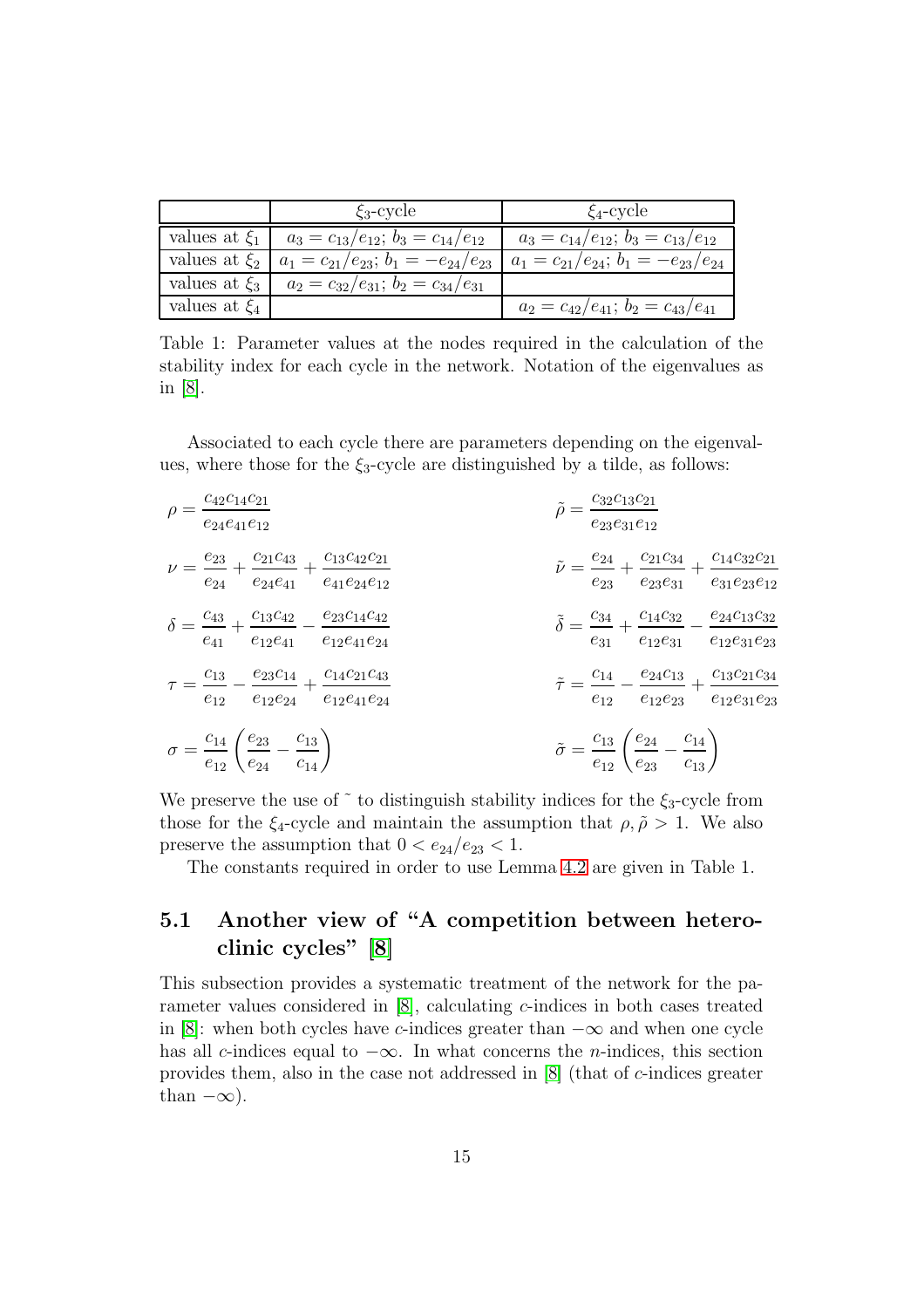| | $\xi_3$-cycle | $\xi_4$-cycle |
|---|---|---|
| values at $\xi_1$ | $a_3 = c_{13}/e_{12}$; $b_3 = c_{14}/e_{12}$ | $a_3 = c_{14}/e_{12}$; $b_3 = c_{13}/e_{12}$ |
| values at $\xi_2$ | $a_1 = c_{21}/e_{23}$; $b_1 = -e_{24}/e_{23}$ | $a_1 = c_{21}/e_{24}$; $b_1 = -e_{23}/e_{24}$ |
| values at $\xi_3$ | $a_2 = c_{32}/e_{31}$; $b_2 = c_{34}/e_{31}$ | |
| values at $\xi_4$ | | $a_2 = c_{42}/e_{41}$; $b_2 = c_{43}/e_{41}$ |

Table 1: Parameter values at the nodes required in the calculation of the stability index for each cycle in the network. Notation of the eigenvalues as in [8].

Associated to each cycle there are parameters depending on the eigenvalues, where those for the $\xi_3$-cycle are distinguished by a tilde, as follows:

$$\rho = \frac{c_{42}c_{14}c_{21}}{e_{24}e_{41}e_{12}} \qquad \tilde{\rho} = \frac{c_{32}c_{13}c_{21}}{e_{23}e_{31}e_{12}}$$

$$\nu = \frac{e_{23}}{e_{24}} + \frac{c_{21}c_{43}}{e_{24}e_{41}} + \frac{c_{13}c_{42}c_{21}}{e_{41}e_{24}e_{12}} \qquad \tilde{\nu} = \frac{e_{24}}{e_{23}} + \frac{c_{21}c_{34}}{e_{23}e_{31}} + \frac{c_{14}c_{32}c_{21}}{e_{31}e_{23}e_{12}}$$

$$\delta = \frac{c_{43}}{e_{41}} + \frac{c_{13}c_{42}}{e_{12}e_{41}} - \frac{e_{23}c_{14}c_{42}}{e_{12}e_{41}e_{24}} \qquad \tilde{\delta} = \frac{c_{34}}{e_{31}} + \frac{c_{14}c_{32}}{e_{12}e_{31}} - \frac{e_{24}c_{13}c_{32}}{e_{12}e_{31}e_{23}}$$

$$\tau = \frac{c_{13}}{e_{12}} - \frac{e_{23}c_{14}}{e_{12}e_{24}} + \frac{c_{14}c_{21}c_{43}}{e_{12}e_{41}e_{24}} \qquad \tilde{\tau} = \frac{c_{14}}{e_{12}} - \frac{e_{24}c_{13}}{e_{12}e_{23}} + \frac{c_{13}c_{21}c_{34}}{e_{12}e_{31}e_{23}}$$

$$\sigma = \frac{c_{14}}{e_{12}}\left(\frac{e_{23}}{e_{24}} - \frac{c_{13}}{c_{14}}\right) \qquad \tilde{\sigma} = \frac{c_{13}}{e_{12}}\left(\frac{e_{24}}{e_{23}} - \frac{c_{14}}{c_{13}}\right)$$

We preserve the use of ˜ to distinguish stability indices for the $\xi_3$-cycle from those for the $\xi_4$-cycle and maintain the assumption that $\rho, \tilde{\rho} > 1$. We also preserve the assumption that $0 < e_{24}/e_{23} < 1$.

The constants required in order to use Lemma 4.2 are given in Table 1.

## 5.1 Another view of "A competition between heteroclinic cycles" [8]

This subsection provides a systematic treatment of the network for the parameter values considered in [8], calculating $c$-indices in both cases treated in [8]: when both cycles have $c$-indices greater than $-\infty$ and when one cycle has all $c$-indices equal to $-\infty$. In what concerns the $n$-indices, this section provides them, also in the case not addressed in [8] (that of $c$-indices greater than $-\infty$).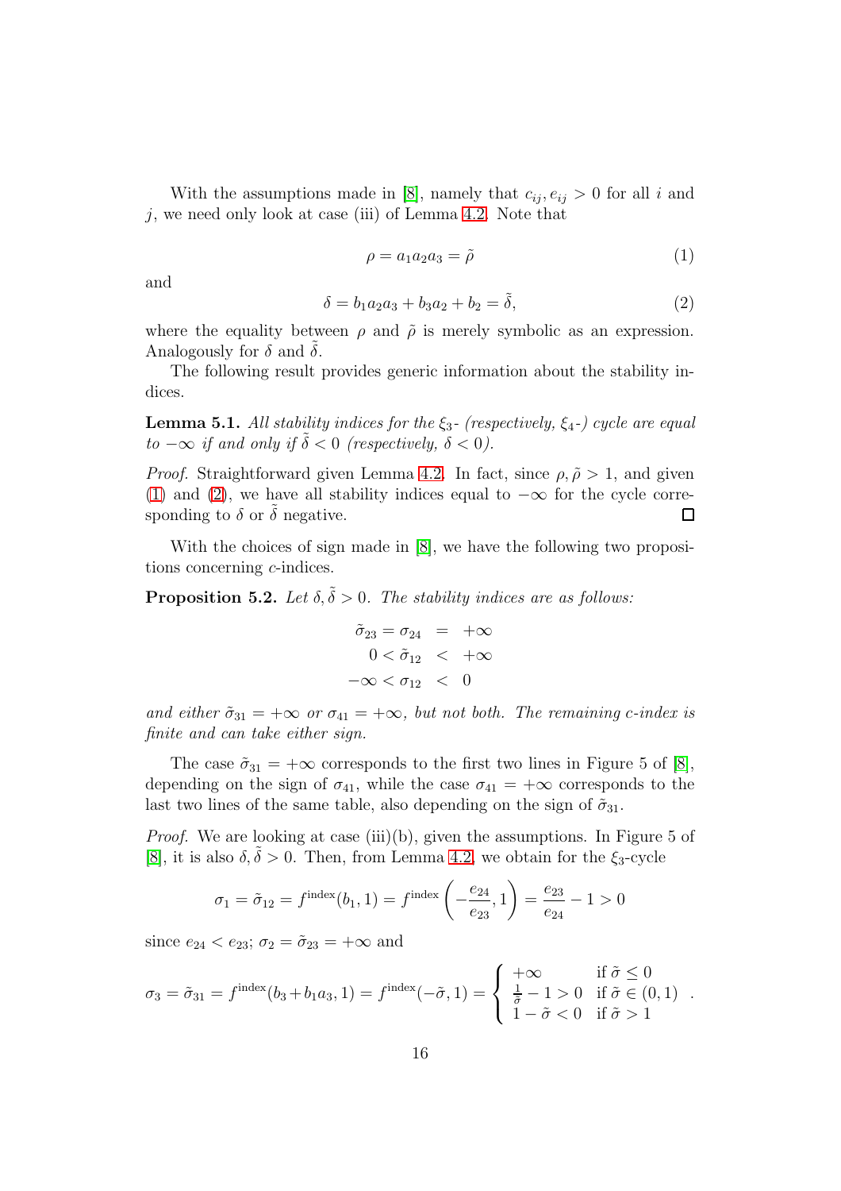With the assumptions made in [8], namely that $c_{ij}, e_{ij} > 0$ for all $i$ and $j$, we need only look at case (iii) of Lemma 4.2. Note that

$$\rho = a_1 a_2 a_3 = \tilde{\rho} \tag{1}$$

and

$$\delta = b_1 a_2 a_3 + b_3 a_2 + b_2 = \tilde{\delta}, \tag{2}$$

where the equality between $\rho$ and $\tilde{\rho}$ is merely symbolic as an expression. Analogously for $\delta$ and $\tilde{\delta}$.

The following result provides generic information about the stability indices.

**Lemma 5.1.** *All stability indices for the $\xi_3$- (respectively, $\xi_4$-) cycle are equal to $-\infty$ if and only if $\tilde{\delta} < 0$ (respectively, $\delta < 0$).*

*Proof.* Straightforward given Lemma 4.2. In fact, since $\rho, \tilde{\rho} > 1$, and given (1) and (2), we have all stability indices equal to $-\infty$ for the cycle corresponding to $\delta$ or $\tilde{\delta}$ negative. □

With the choices of sign made in [8], we have the following two propositions concerning $c$-indices.

**Proposition 5.2.** *Let $\delta, \tilde{\delta} > 0$. The stability indices are as follows:*

$$\begin{aligned} \tilde{\sigma}_{23} = \sigma_{24} &= +\infty \\ 0 < \tilde{\sigma}_{12} &< +\infty \\ -\infty < \sigma_{12} &< 0 \end{aligned}$$

*and either $\tilde{\sigma}_{31} = +\infty$ or $\sigma_{41} = +\infty$, but not both. The remaining $c$-index is finite and can take either sign.*

The case $\tilde{\sigma}_{31} = +\infty$ corresponds to the first two lines in Figure 5 of [8], depending on the sign of $\sigma_{41}$, while the case $\sigma_{41} = +\infty$ corresponds to the last two lines of the same table, also depending on the sign of $\tilde{\sigma}_{31}$.

*Proof.* We are looking at case (iii)(b), given the assumptions. In Figure 5 of [8], it is also $\delta, \tilde{\delta} > 0$. Then, from Lemma 4.2, we obtain for the $\xi_3$-cycle

$$\sigma_1 = \tilde{\sigma}_{12} = f^{\text{index}}(b_1, 1) = f^{\text{index}}\left(-\frac{e_{24}}{e_{23}}, 1\right) = \frac{e_{23}}{e_{24}} - 1 > 0$$

since $e_{24} < e_{23}$; $\sigma_2 = \tilde{\sigma}_{23} = +\infty$ and

$$\sigma_3 = \tilde{\sigma}_{31} = f^{\text{index}}(b_3 + b_1 a_3, 1) = f^{\text{index}}(-\tilde{\sigma}, 1) = \begin{cases} +\infty & \text{if } \tilde{\sigma} \leq 0 \\ \frac{1}{\tilde{\sigma}} - 1 > 0 & \text{if } \tilde{\sigma} \in (0,1) \\ 1 - \tilde{\sigma} < 0 & \text{if } \tilde{\sigma} > 1 \end{cases}.$$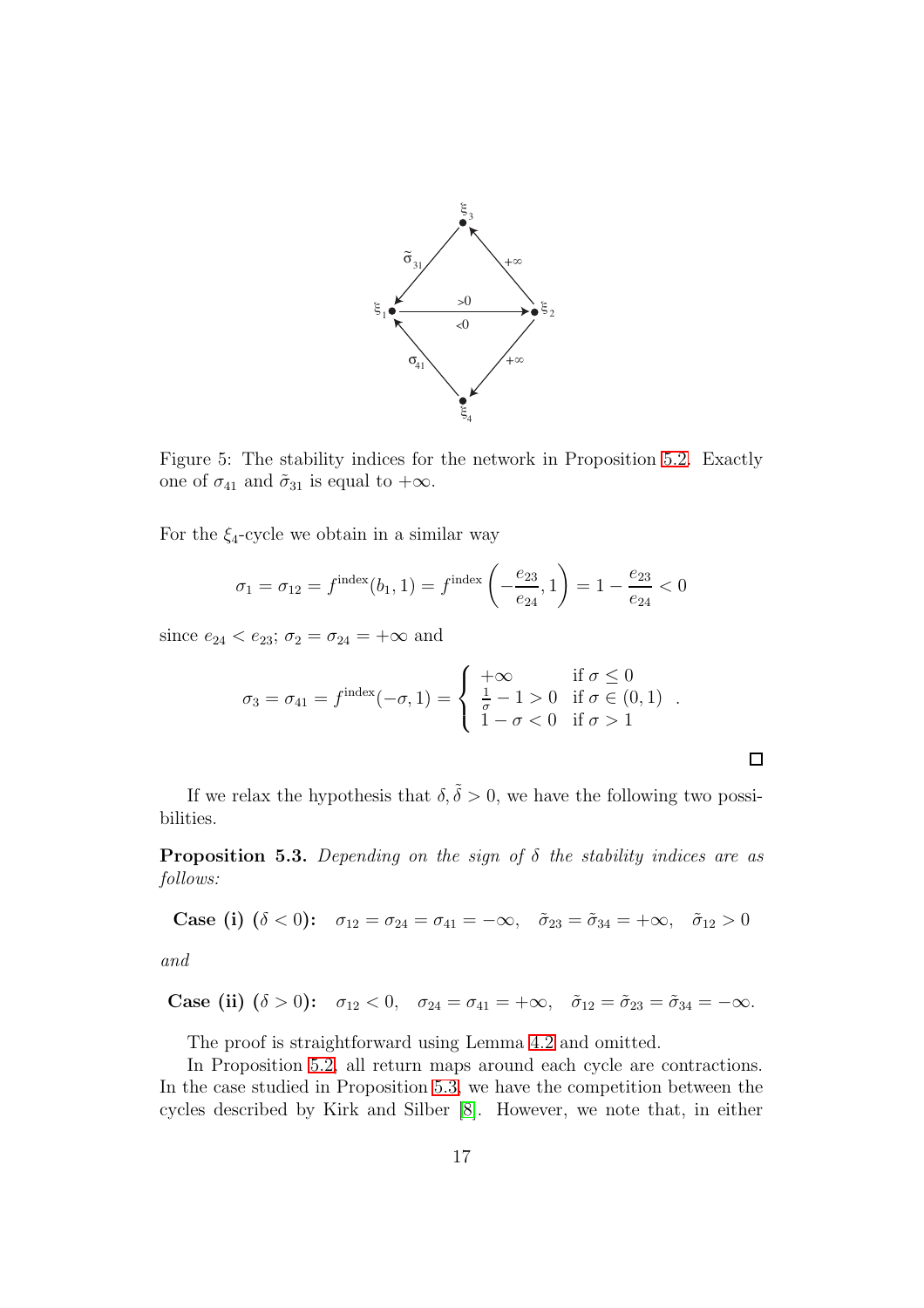Figure 5: The stability indices for the network in Proposition 5.2. Exactly one of $\sigma_{41}$ and $\tilde{\sigma}_{31}$ is equal to $+\infty$.

For the $\xi_4$-cycle we obtain in a similar way

$$\sigma_1 = \sigma_{12} = f^{\text{index}}(b_1, 1) = f^{\text{index}}\left(-\frac{e_{23}}{e_{24}}, 1\right) = 1 - \frac{e_{23}}{e_{24}} < 0$$

since $e_{24} < e_{23}$; $\sigma_2 = \sigma_{24} = +\infty$ and

$$\sigma_3 = \sigma_{41} = f^{\text{index}}(-\sigma, 1) = \begin{cases} +\infty & \text{if } \sigma \leq 0 \\ \frac{1}{\sigma} - 1 > 0 & \text{if } \sigma \in (0,1) \\ 1 - \sigma < 0 & \text{if } \sigma > 1 \end{cases} .$$

□

If we relax the hypothesis that $\delta, \tilde{\delta} > 0$, we have the following two possibilities.

**Proposition 5.3.** *Depending on the sign of $\delta$ the stability indices are as follows:*

**Case (i)** ($\delta < 0$)**:** $\sigma_{12} = \sigma_{24} = \sigma_{41} = -\infty, \quad \tilde{\sigma}_{23} = \tilde{\sigma}_{34} = +\infty, \quad \tilde{\sigma}_{12} > 0$

*and*

**Case (ii)** ($\delta > 0$)**:** $\sigma_{12} < 0, \quad \sigma_{24} = \sigma_{41} = +\infty, \quad \tilde{\sigma}_{12} = \tilde{\sigma}_{23} = \tilde{\sigma}_{34} = -\infty.$

The proof is straightforward using Lemma 4.2 and omitted.

In Proposition 5.2, all return maps around each cycle are contractions. In the case studied in Proposition 5.3, we have the competition between the cycles described by Kirk and Silber [8]. However, we note that, in either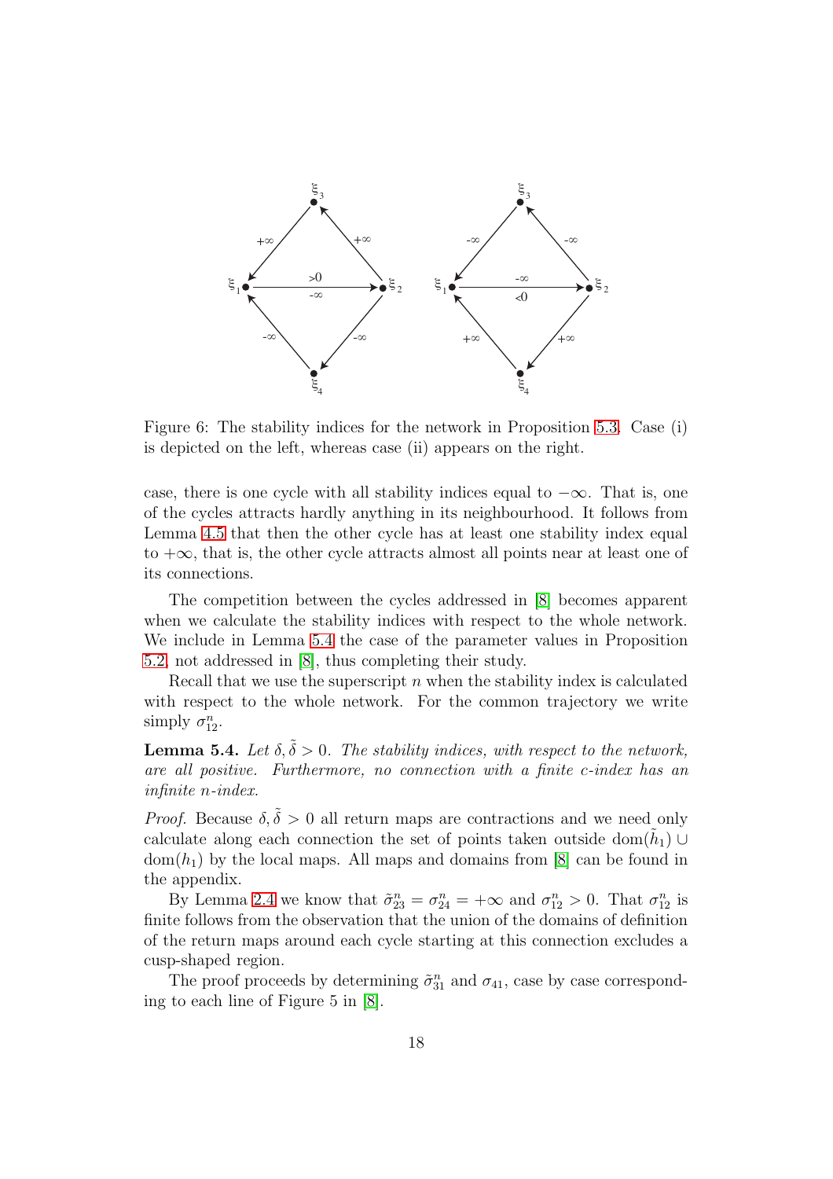Figure 6: The stability indices for the network in Proposition 5.3. Case (i) is depicted on the left, whereas case (ii) appears on the right.

case, there is one cycle with all stability indices equal to $-\infty$. That is, one of the cycles attracts hardly anything in its neighbourhood. It follows from Lemma 4.5 that then the other cycle has at least one stability index equal to $+\infty$, that is, the other cycle attracts almost all points near at least one of its connections.

The competition between the cycles addressed in [8] becomes apparent when we calculate the stability indices with respect to the whole network. We include in Lemma 5.4 the case of the parameter values in Proposition 5.2, not addressed in [8], thus completing their study.

Recall that we use the superscript $n$ when the stability index is calculated with respect to the whole network. For the common trajectory we write simply $\sigma^n_{12}$.

**Lemma 5.4.** *Let $\delta, \tilde{\delta} > 0$. The stability indices, with respect to the network, are all positive. Furthermore, no connection with a finite c-index has an infinite n-index.*

*Proof.* Because $\delta, \tilde{\delta} > 0$ all return maps are contractions and we need only calculate along each connection the set of points taken outside $\text{dom}(\tilde{h}_1) \cup \text{dom}(h_1)$ by the local maps. All maps and domains from [8] can be found in the appendix.

By Lemma 2.4 we know that $\tilde{\sigma}^n_{23} = \sigma^n_{24} = +\infty$ and $\sigma^n_{12} > 0$. That $\sigma^n_{12}$ is finite follows from the observation that the union of the domains of definition of the return maps around each cycle starting at this connection excludes a cusp-shaped region.

The proof proceeds by determining $\tilde{\sigma}^n_{31}$ and $\sigma_{41}$, case by case corresponding to each line of Figure 5 in [8].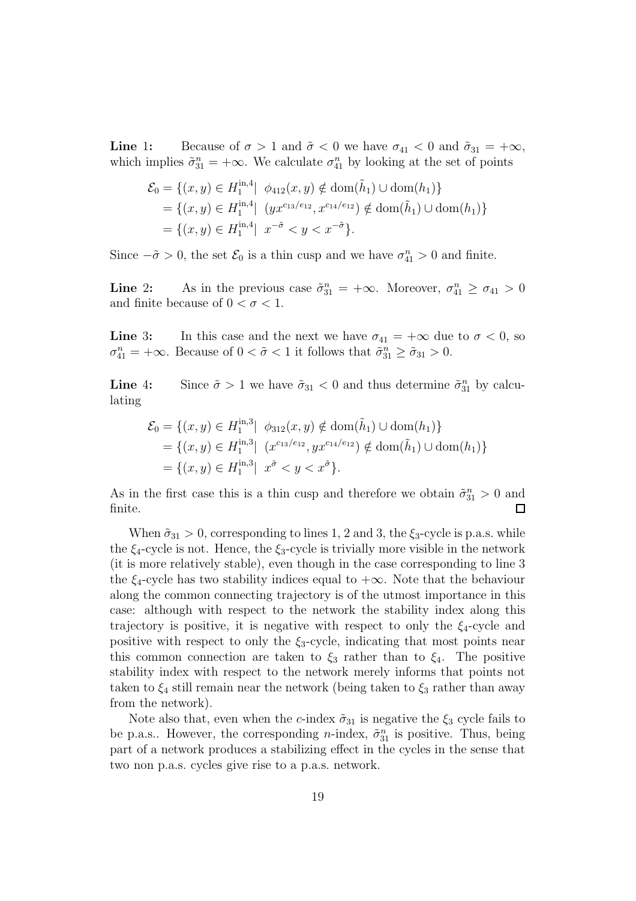**Line 1:** Because of $\sigma > 1$ and $\tilde{\sigma} < 0$ we have $\sigma_{41} < 0$ and $\tilde{\sigma}_{31} = +\infty$, which implies $\tilde{\sigma}^n_{31} = +\infty$. We calculate $\sigma^n_{41}$ by looking at the set of points

$$
\begin{aligned}
\mathcal{E}_0 &= \{(x,y) \in H_1^{\text{in},4} |\ \phi_{412}(x,y) \notin \text{dom}(\tilde{h}_1) \cup \text{dom}(h_1)\} \\
&= \{(x,y) \in H_1^{\text{in},4} |\ (yx^{c_{13}/e_{12}}, x^{c_{14}/e_{12}}) \notin \text{dom}(\tilde{h}_1) \cup \text{dom}(h_1)\} \\
&= \{(x,y) \in H_1^{\text{in},4} |\ x^{-\tilde{\sigma}} < y < x^{-\tilde{\sigma}}\}.
\end{aligned}
$$

Since $-\tilde{\sigma} > 0$, the set $\mathcal{E}_0$ is a thin cusp and we have $\sigma^n_{41} > 0$ and finite.

**Line 2:** As in the previous case $\tilde{\sigma}^n_{31} = +\infty$. Moreover, $\sigma^n_{41} \geq \sigma_{41} > 0$ and finite because of $0 < \sigma < 1$.

**Line 3:** In this case and the next we have $\sigma_{41} = +\infty$ due to $\sigma < 0$, so $\sigma^n_{41} = +\infty$. Because of $0 < \tilde{\sigma} < 1$ it follows that $\tilde{\sigma}^n_{31} \geq \tilde{\sigma}_{31} > 0$.

**Line 4:** Since $\tilde{\sigma} > 1$ we have $\tilde{\sigma}_{31} < 0$ and thus determine $\tilde{\sigma}^n_{31}$ by calculating

$$
\begin{aligned}
\mathcal{E}_0 &= \{(x,y) \in H_1^{\text{in},3} |\ \phi_{312}(x,y) \notin \text{dom}(\tilde{h}_1) \cup \text{dom}(h_1)\} \\
&= \{(x,y) \in H_1^{\text{in},3} |\ (x^{c_{13}/e_{12}}, yx^{c_{14}/e_{12}}) \notin \text{dom}(\tilde{h}_1) \cup \text{dom}(h_1)\} \\
&= \{(x,y) \in H_1^{\text{in},3} |\ x^{\tilde{\sigma}} < y < x^{\tilde{\sigma}}\}.
\end{aligned}
$$

As in the first case this is a thin cusp and therefore we obtain $\tilde{\sigma}^n_{31} > 0$ and finite. □

When $\tilde{\sigma}_{31} > 0$, corresponding to lines 1, 2 and 3, the $\xi_3$-cycle is p.a.s. while the $\xi_4$-cycle is not. Hence, the $\xi_3$-cycle is trivially more visible in the network (it is more relatively stable), even though in the case corresponding to line 3 the $\xi_4$-cycle has two stability indices equal to $+\infty$. Note that the behaviour along the common connecting trajectory is of the utmost importance in this case: although with respect to the network the stability index along this trajectory is positive, it is negative with respect to only the $\xi_4$-cycle and positive with respect to only the $\xi_3$-cycle, indicating that most points near this common connection are taken to $\xi_3$ rather than to $\xi_4$. The positive stability index with respect to the network merely informs that points not taken to $\xi_4$ still remain near the network (being taken to $\xi_3$ rather than away from the network).

Note also that, even when the $c$-index $\tilde{\sigma}_{31}$ is negative the $\xi_3$ cycle fails to be p.a.s.. However, the corresponding $n$-index, $\tilde{\sigma}^n_{31}$ is positive. Thus, being part of a network produces a stabilizing effect in the cycles in the sense that two non p.a.s. cycles give rise to a p.a.s. network.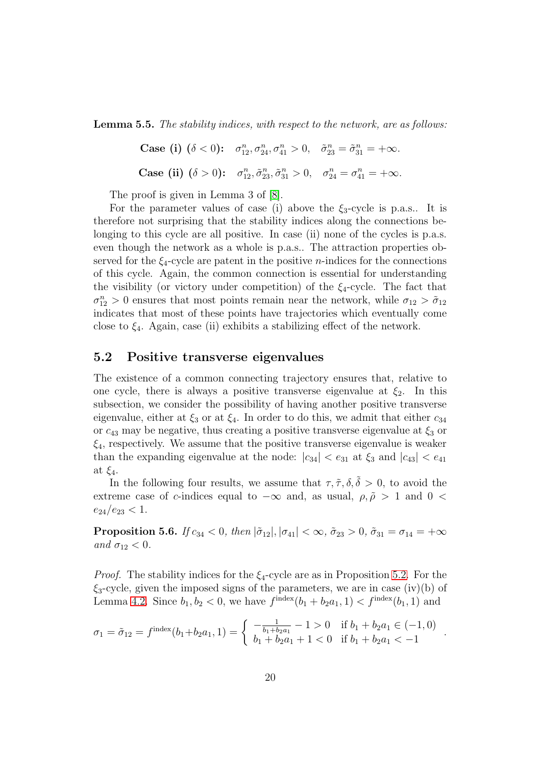**Lemma 5.5.** *The stability indices, with respect to the network, are as follows:*

$$\textbf{Case (i)} \ (\delta < 0)\textbf{:} \quad \sigma^n_{12}, \sigma^n_{24}, \sigma^n_{41} > 0, \quad \tilde{\sigma}^n_{23} = \tilde{\sigma}^n_{31} = +\infty.$$

$$\textbf{Case (ii)} \ (\delta > 0)\textbf{:} \quad \sigma^n_{12}, \tilde{\sigma}^n_{23}, \tilde{\sigma}^n_{31} > 0, \quad \sigma^n_{24} = \sigma^n_{41} = +\infty.$$

The proof is given in Lemma 3 of [8].

For the parameter values of case (i) above the $\xi_3$-cycle is p.a.s.. It is therefore not surprising that the stability indices along the connections belonging to this cycle are all positive. In case (ii) none of the cycles is p.a.s. even though the network as a whole is p.a.s.. The attraction properties observed for the $\xi_4$-cycle are patent in the positive $n$-indices for the connections of this cycle. Again, the common connection is essential for understanding the visibility (or victory under competition) of the $\xi_4$-cycle. The fact that $\sigma^n_{12} > 0$ ensures that most points remain near the network, while $\sigma_{12} > \tilde{\sigma}_{12}$ indicates that most of these points have trajectories which eventually come close to $\xi_4$. Again, case (ii) exhibits a stabilizing effect of the network.

## 5.2 Positive transverse eigenvalues

The existence of a common connecting trajectory ensures that, relative to one cycle, there is always a positive transverse eigenvalue at $\xi_2$. In this subsection, we consider the possibility of having another positive transverse eigenvalue, either at $\xi_3$ or at $\xi_4$. In order to do this, we admit that either $c_{34}$ or $c_{43}$ may be negative, thus creating a positive transverse eigenvalue at $\xi_3$ or $\xi_4$, respectively. We assume that the positive transverse eigenvalue is weaker than the expanding eigenvalue at the node: $|c_{34}| < e_{31}$ at $\xi_3$ and $|c_{43}| < e_{41}$ at $\xi_4$.

In the following four results, we assume that $\tau, \tilde{\tau}, \delta, \tilde{\delta} > 0$, to avoid the extreme case of $c$-indices equal to $-\infty$ and, as usual, $\rho, \tilde{\rho} > 1$ and $0 < e_{24}/e_{23} < 1$.

**Proposition 5.6.** *If $c_{34} < 0$, then $|\tilde{\sigma}_{12}|, |\sigma_{41}| < \infty$, $\tilde{\sigma}_{23} > 0$, $\tilde{\sigma}_{31} = \sigma_{14} = +\infty$ and $\sigma_{12} < 0$.*

*Proof.* The stability indices for the $\xi_4$-cycle are as in Proposition 5.2. For the $\xi_3$-cycle, given the imposed signs of the parameters, we are in case (iv)(b) of Lemma 4.2. Since $b_1, b_2 < 0$, we have $f^{\text{index}}(b_1 + b_2 a_1, 1) < f^{\text{index}}(b_1, 1)$ and

$$\sigma_1 = \tilde{\sigma}_{12} = f^{\text{index}}(b_1 + b_2 a_1, 1) = \begin{cases} -\frac{1}{b_1 + b_2 a_1} - 1 > 0 & \text{if } b_1 + b_2 a_1 \in (-1, 0) \\ b_1 + b_2 a_1 + 1 < 0 & \text{if } b_1 + b_2 a_1 < -1 \end{cases}.$$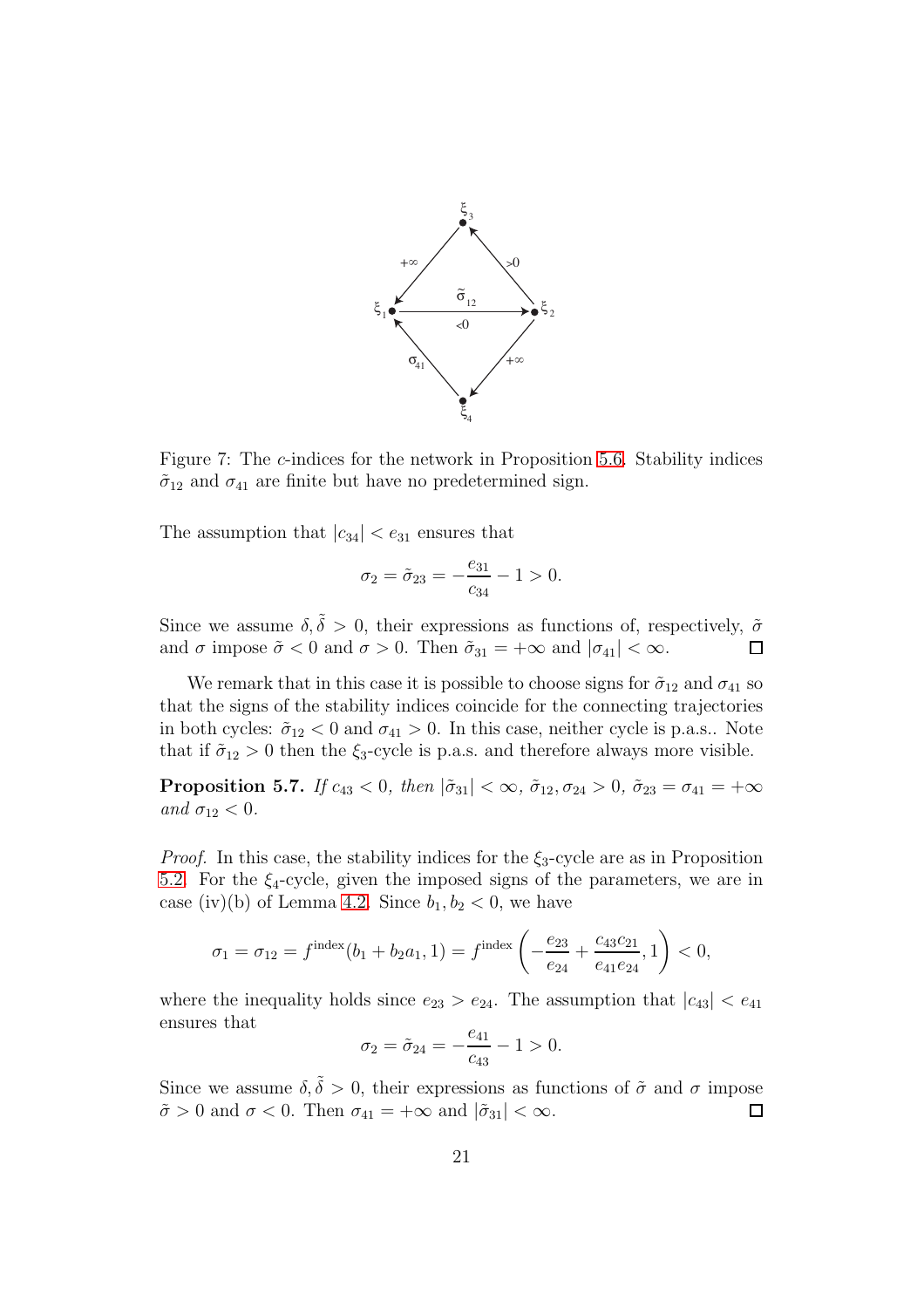Figure 7: The $c$-indices for the network in Proposition 5.6. Stability indices $\tilde{\sigma}_{12}$ and $\sigma_{41}$ are finite but have no predetermined sign.

The assumption that $|c_{34}| < e_{31}$ ensures that

$$\sigma_2 = \tilde{\sigma}_{23} = -\frac{e_{31}}{c_{34}} - 1 > 0.$$

Since we assume $\delta, \tilde{\delta} > 0$, their expressions as functions of, respectively, $\tilde{\sigma}$ and $\sigma$ impose $\tilde{\sigma} < 0$ and $\sigma > 0$. Then $\tilde{\sigma}_{31} = +\infty$ and $|\sigma_{41}| < \infty$. □

We remark that in this case it is possible to choose signs for $\tilde{\sigma}_{12}$ and $\sigma_{41}$ so that the signs of the stability indices coincide for the connecting trajectories in both cycles: $\tilde{\sigma}_{12} < 0$ and $\sigma_{41} > 0$. In this case, neither cycle is p.a.s.. Note that if $\tilde{\sigma}_{12} > 0$ then the $\xi_3$-cycle is p.a.s. and therefore always more visible.

**Proposition 5.7.** *If $c_{43} < 0$, then $|\tilde{\sigma}_{31}| < \infty$, $\tilde{\sigma}_{12}, \sigma_{24} > 0$, $\tilde{\sigma}_{23} = \sigma_{41} = +\infty$ and $\sigma_{12} < 0$.*

*Proof.* In this case, the stability indices for the $\xi_3$-cycle are as in Proposition 5.2. For the $\xi_4$-cycle, given the imposed signs of the parameters, we are in case (iv)(b) of Lemma 4.2. Since $b_1, b_2 < 0$, we have

$$\sigma_1 = \sigma_{12} = f^{\text{index}}(b_1 + b_2 a_1, 1) = f^{\text{index}}\left(-\frac{e_{23}}{e_{24}} + \frac{c_{43}c_{21}}{e_{41}e_{24}}, 1\right) < 0,$$

where the inequality holds since $e_{23} > e_{24}$. The assumption that $|c_{43}| < e_{41}$ ensures that

$$\sigma_2 = \tilde{\sigma}_{24} = -\frac{e_{41}}{c_{43}} - 1 > 0.$$

Since we assume $\delta, \tilde{\delta} > 0$, their expressions as functions of $\tilde{\sigma}$ and $\sigma$ impose $\tilde{\sigma} > 0$ and $\sigma < 0$. Then $\sigma_{41} = +\infty$ and $|\tilde{\sigma}_{31}| < \infty$. □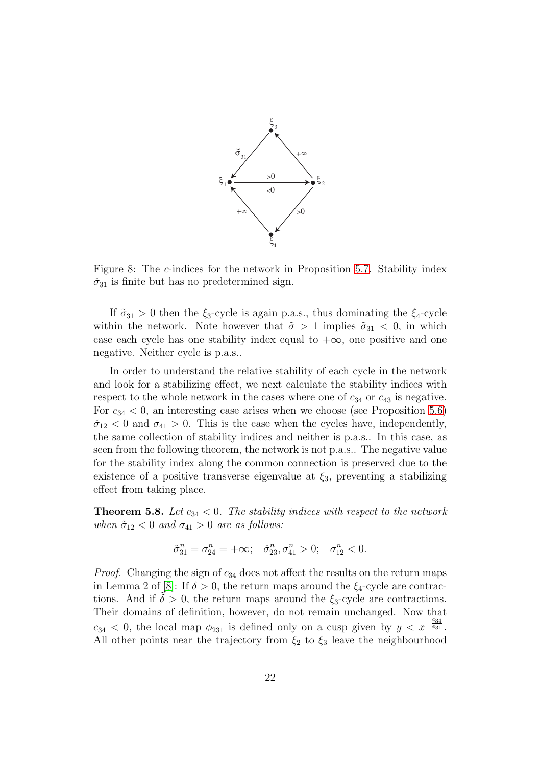Figure 8: The $c$-indices for the network in Proposition 5.7. Stability index $\tilde{\sigma}_{31}$ is finite but has no predetermined sign.

If $\tilde{\sigma}_{31} > 0$ then the $\xi_3$-cycle is again p.a.s., thus dominating the $\xi_4$-cycle within the network. Note however that $\tilde{\sigma} > 1$ implies $\tilde{\sigma}_{31} < 0$, in which case each cycle has one stability index equal to $+\infty$, one positive and one negative. Neither cycle is p.a.s..

In order to understand the relative stability of each cycle in the network and look for a stabilizing effect, we next calculate the stability indices with respect to the whole network in the cases where one of $c_{34}$ or $c_{43}$ is negative. For $c_{34} < 0$, an interesting case arises when we choose (see Proposition 5.6) $\tilde{\sigma}_{12} < 0$ and $\sigma_{41} > 0$. This is the case when the cycles have, independently, the same collection of stability indices and neither is p.a.s.. In this case, as seen from the following theorem, the network is not p.a.s.. The negative value for the stability index along the common connection is preserved due to the existence of a positive transverse eigenvalue at $\xi_3$, preventing a stabilizing effect from taking place.

**Theorem 5.8.** *Let $c_{34} < 0$. The stability indices with respect to the network when $\tilde{\sigma}_{12} < 0$ and $\sigma_{41} > 0$ are as follows:*

$$\tilde{\sigma}^n_{31} = \sigma^n_{24} = +\infty; \quad \tilde{\sigma}^n_{23}, \sigma^n_{41} > 0; \quad \sigma^n_{12} < 0.$$

*Proof.* Changing the sign of $c_{34}$ does not affect the results on the return maps in Lemma 2 of [8]: If $\delta > 0$, the return maps around the $\xi_4$-cycle are contractions. And if $\tilde{\delta} > 0$, the return maps around the $\xi_3$-cycle are contractions. Their domains of definition, however, do not remain unchanged. Now that $c_{34} < 0$, the local map $\phi_{231}$ is defined only on a cusp given by $y < x^{-\frac{c_{34}}{e_{31}}}$. All other points near the trajectory from $\xi_2$ to $\xi_3$ leave the neighbourhood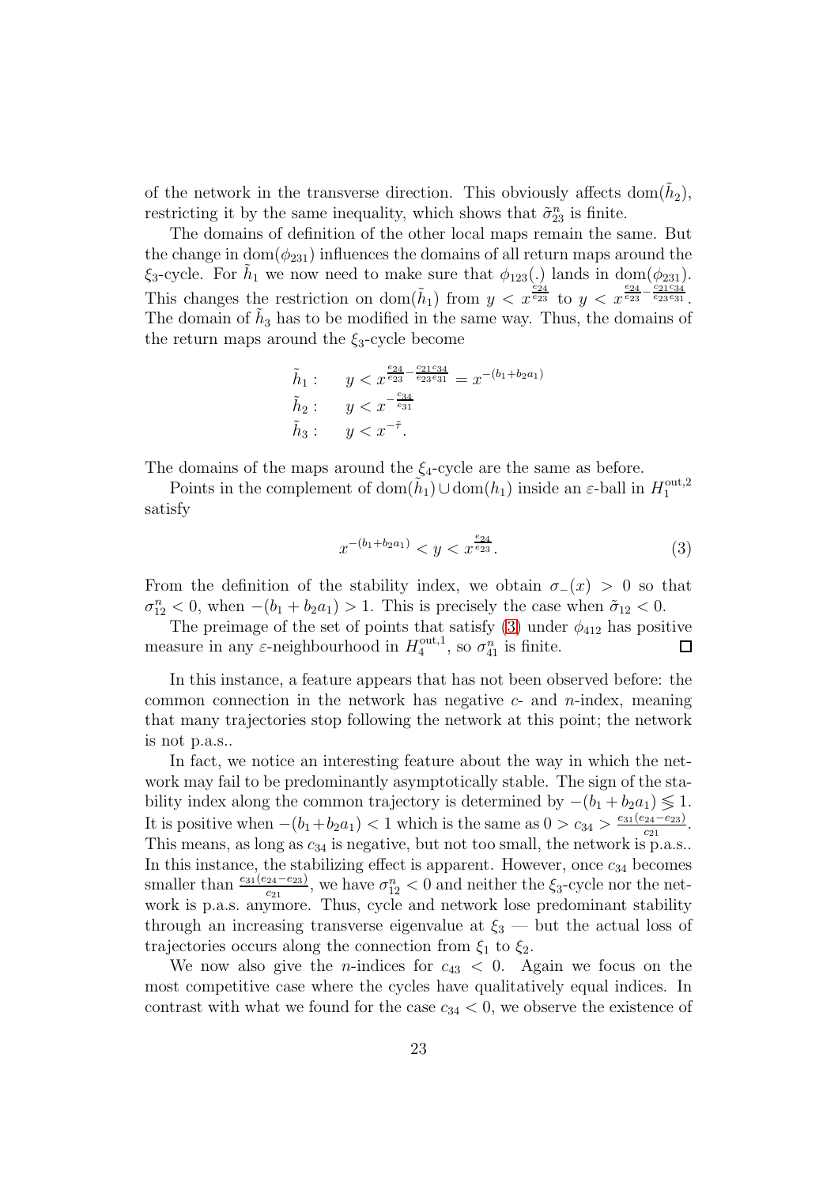of the network in the transverse direction. This obviously affects $\mathrm{dom}(\tilde{h}_2)$, restricting it by the same inequality, which shows that $\tilde{\sigma}^n_{23}$ is finite.

The domains of definition of the other local maps remain the same. But the change in $\mathrm{dom}(\phi_{231})$ influences the domains of all return maps around the $\xi_3$-cycle. For $\tilde{h}_1$ we now need to make sure that $\phi_{123}(.)$ lands in $\mathrm{dom}(\phi_{231})$. This changes the restriction on $\mathrm{dom}(\tilde{h}_1)$ from $y < x^{\frac{e_{24}}{e_{23}}}$ to $y < x^{\frac{e_{24}}{e_{23}} - \frac{c_{21}c_{34}}{e_{23}e_{31}}}$. The domain of $\tilde{h}_3$ has to be modified in the same way. Thus, the domains of the return maps around the $\xi_3$-cycle become

$$
\begin{aligned}
\tilde{h}_1: &\quad y < x^{\frac{e_{24}}{e_{23}} - \frac{c_{21}c_{34}}{e_{23}e_{31}}} = x^{-(b_1+b_2a_1)} \\
\tilde{h}_2: &\quad y < x^{-\frac{c_{34}}{e_{31}}} \\
\tilde{h}_3: &\quad y < x^{-\tilde{\tau}}.
\end{aligned}
$$

The domains of the maps around the $\xi_4$-cycle are the same as before.

Points in the complement of $\mathrm{dom}(\tilde{h}_1) \cup \mathrm{dom}(h_1)$ inside an $\varepsilon$-ball in $H_1^{\mathrm{out},2}$ satisfy

$$
x^{-(b_1+b_2a_1)} < y < x^{\frac{e_{24}}{e_{23}}}. \tag{3}
$$

From the definition of the stability index, we obtain $\sigma_-(x) > 0$ so that $\sigma^n_{12} < 0$, when $-(b_1 + b_2a_1) > 1$. This is precisely the case when $\tilde{\sigma}_{12} < 0$.

The preimage of the set of points that satisfy (3) under $\phi_{412}$ has positive measure in any $\varepsilon$-neighbourhood in $H_4^{\mathrm{out},1}$, so $\sigma^n_{41}$ is finite. $\square$

In this instance, a feature appears that has not been observed before: the common connection in the network has negative $c$- and $n$-index, meaning that many trajectories stop following the network at this point; the network is not p.a.s..

In fact, we notice an interesting feature about the way in which the network may fail to be predominantly asymptotically stable. The sign of the stability index along the common trajectory is determined by $-(b_1 + b_2a_1) \lessgtr 1$. It is positive when $-(b_1+b_2a_1) < 1$ which is the same as $0 > c_{34} > \frac{e_{31}(e_{24}-e_{23})}{c_{21}}$. This means, as long as $c_{34}$ is negative, but not too small, the network is p.a.s.. In this instance, the stabilizing effect is apparent. However, once $c_{34}$ becomes smaller than $\frac{e_{31}(e_{24}-e_{23})}{c_{21}}$, we have $\sigma^n_{12} < 0$ and neither the $\xi_3$-cycle nor the network is p.a.s. anymore. Thus, cycle and network lose predominant stability through an increasing transverse eigenvalue at $\xi_3$ — but the actual loss of trajectories occurs along the connection from $\xi_1$ to $\xi_2$.

We now also give the $n$-indices for $c_{43} < 0$. Again we focus on the most competitive case where the cycles have qualitatively equal indices. In contrast with what we found for the case $c_{34} < 0$, we observe the existence of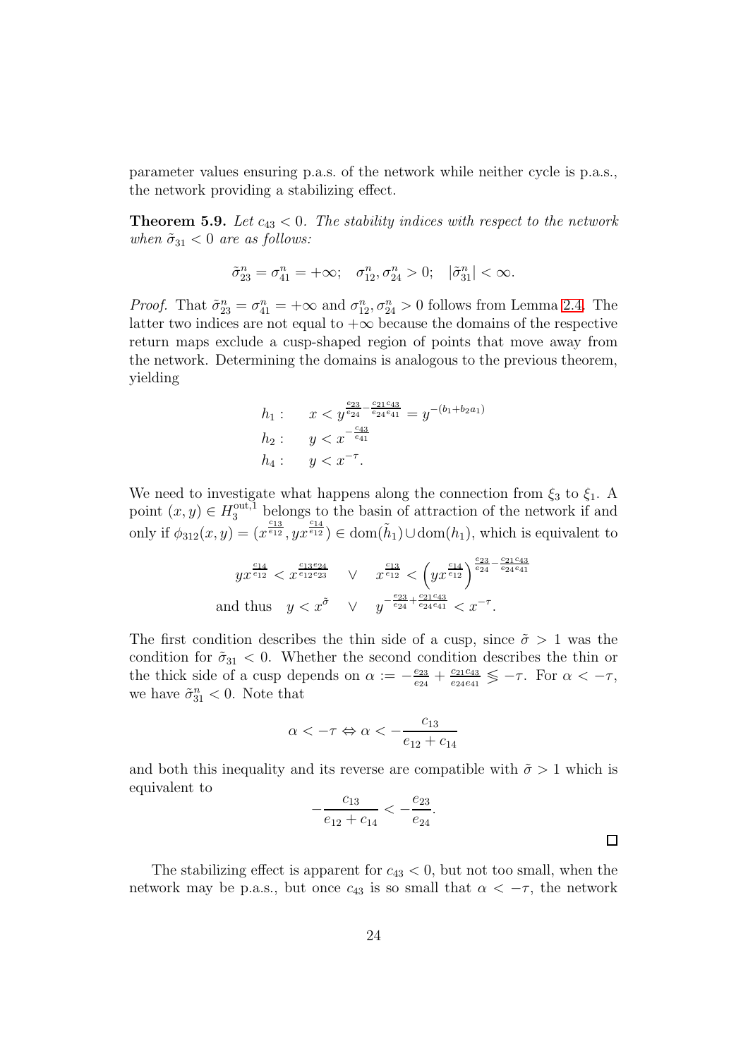parameter values ensuring p.a.s. of the network while neither cycle is p.a.s., the network providing a stabilizing effect.

**Theorem 5.9.** *Let $c_{43} < 0$. The stability indices with respect to the network when $\tilde{\sigma}_{31} < 0$ are as follows:*

$$\tilde{\sigma}^n_{23} = \sigma^n_{41} = +\infty; \quad \sigma^n_{12}, \sigma^n_{24} > 0; \quad |\tilde{\sigma}^n_{31}| < \infty.$$

*Proof.* That $\tilde{\sigma}^n_{23} = \sigma^n_{41} = +\infty$ and $\sigma^n_{12}, \sigma^n_{24} > 0$ follows from Lemma 2.4. The latter two indices are not equal to $+\infty$ because the domains of the respective return maps exclude a cusp-shaped region of points that move away from the network. Determining the domains is analogous to the previous theorem, yielding

$$\begin{aligned}
h_1: &\quad x < y^{\frac{e_{23}}{e_{24}} - \frac{c_{21}c_{43}}{e_{24}e_{41}}} = y^{-(b_1+b_2a_1)} \\
h_2: &\quad y < x^{-\frac{c_{43}}{e_{41}}} \\
h_4: &\quad y < x^{-\tau}.
\end{aligned}$$

We need to investigate what happens along the connection from $\xi_3$ to $\xi_1$. A point $(x,y) \in H_3^{\text{out},1}$ belongs to the basin of attraction of the network if and only if $\phi_{312}(x,y) = (x^{\frac{c_{13}}{e_{12}}}, yx^{\frac{c_{14}}{e_{12}}}) \in \text{dom}(\tilde{h}_1) \cup \text{dom}(h_1)$, which is equivalent to

$$\begin{aligned}
yx^{\frac{c_{14}}{e_{12}}} < x^{\frac{c_{13}e_{24}}{e_{12}e_{23}}} &\quad \vee \quad x^{\frac{c_{13}}{e_{12}}} < \left(yx^{\frac{c_{14}}{e_{12}}}\right)^{\frac{e_{23}}{e_{24}} - \frac{c_{21}c_{43}}{e_{24}e_{41}}} \\
\text{and thus} \quad y < x^{\tilde{\sigma}} &\quad \vee \quad y^{-\frac{e_{23}}{e_{24}} + \frac{c_{21}c_{43}}{e_{24}e_{41}}} < x^{-\tau}.
\end{aligned}$$

The first condition describes the thin side of a cusp, since $\tilde{\sigma} > 1$ was the condition for $\tilde{\sigma}_{31} < 0$. Whether the second condition describes the thin or the thick side of a cusp depends on $\alpha := -\frac{e_{23}}{e_{24}} + \frac{c_{21}c_{43}}{e_{24}e_{41}} \lesseqgtr -\tau$. For $\alpha < -\tau$, we have $\tilde{\sigma}^n_{31} < 0$. Note that

$$\alpha < -\tau \Leftrightarrow \alpha < -\frac{c_{13}}{e_{12} + c_{14}}$$

and both this inequality and its reverse are compatible with $\tilde{\sigma} > 1$ which is equivalent to

$$-\frac{c_{13}}{e_{12} + c_{14}} < -\frac{e_{23}}{e_{24}}.$$

□

The stabilizing effect is apparent for $c_{43} < 0$, but not too small, when the network may be p.a.s., but once $c_{43}$ is so small that $\alpha < -\tau$, the network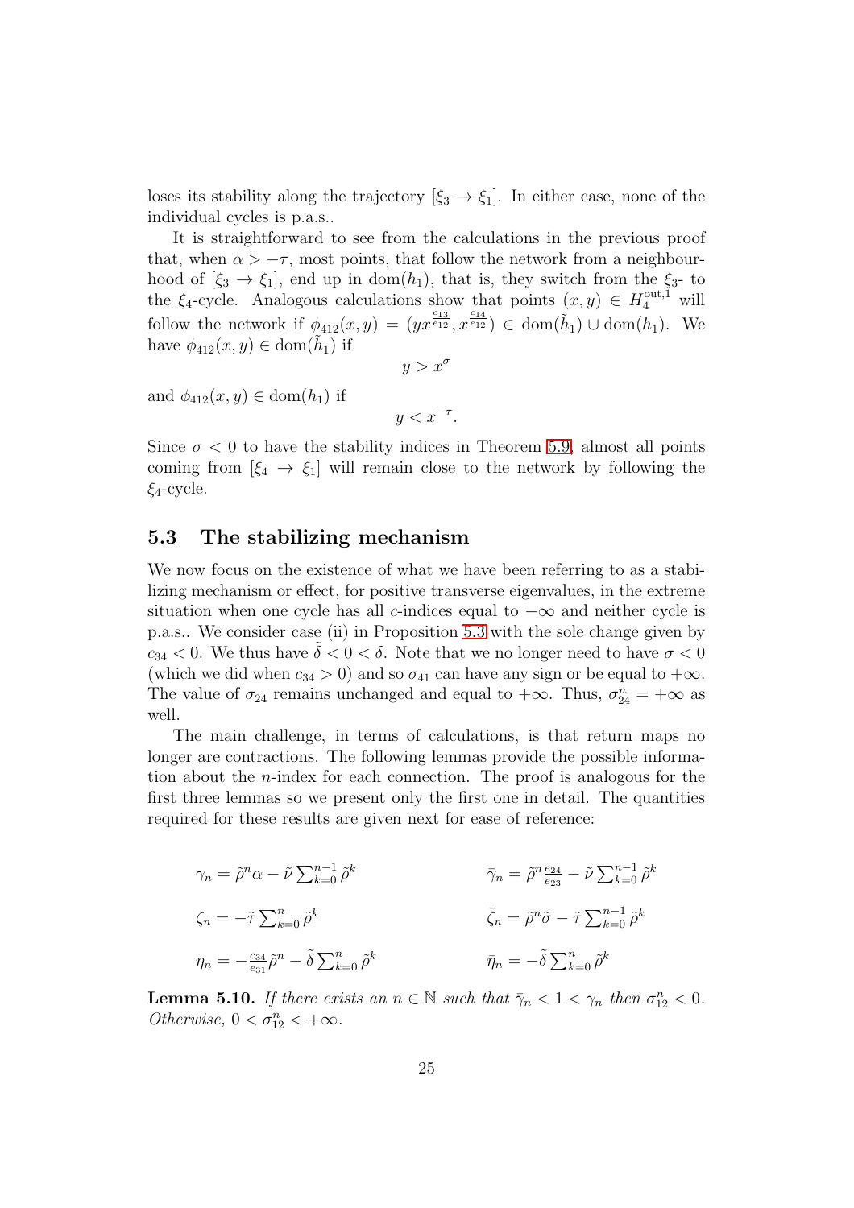loses its stability along the trajectory $[\xi_3 \to \xi_1]$. In either case, none of the individual cycles is p.a.s..

It is straightforward to see from the calculations in the previous proof that, when $\alpha > -\tau$, most points, that follow the network from a neighbourhood of $[\xi_3 \to \xi_1]$, end up in $\text{dom}(h_1)$, that is, they switch from the $\xi_3$- to the $\xi_4$-cycle. Analogous calculations show that points $(x, y) \in H_4^{\text{out},1}$ will follow the network if $\phi_{412}(x, y) = (yx^{\frac{c_{13}}{e_{12}}}, x^{\frac{c_{14}}{e_{12}}}) \in \text{dom}(\tilde{h}_1) \cup \text{dom}(h_1)$. We have $\phi_{412}(x, y) \in \text{dom}(\tilde{h}_1)$ if

$$y > x^{\sigma}$$

and $\phi_{412}(x, y) \in \text{dom}(h_1)$ if

$$y < x^{-\tau}.$$

Since $\sigma < 0$ to have the stability indices in Theorem 5.9, almost all points coming from $[\xi_4 \to \xi_1]$ will remain close to the network by following the $\xi_4$-cycle.

## 5.3 The stabilizing mechanism

We now focus on the existence of what we have been referring to as a stabilizing mechanism or effect, for positive transverse eigenvalues, in the extreme situation when one cycle has all $c$-indices equal to $-\infty$ and neither cycle is p.a.s.. We consider case (ii) in Proposition 5.3 with the sole change given by $c_{34} < 0$. We thus have $\tilde{\delta} < 0 < \delta$. Note that we no longer need to have $\sigma < 0$ (which we did when $c_{34} > 0$) and so $\sigma_{41}$ can have any sign or be equal to $+\infty$. The value of $\sigma_{24}$ remains unchanged and equal to $+\infty$. Thus, $\sigma_{24}^n = +\infty$ as well.

The main challenge, in terms of calculations, is that return maps no longer are contractions. The following lemmas provide the possible information about the $n$-index for each connection. The proof is analogous for the first three lemmas so we present only the first one in detail. The quantities required for these results are given next for ease of reference:

$$\gamma_n = \tilde{\rho}^n \alpha - \tilde{\nu} \sum_{k=0}^{n-1} \tilde{\rho}^k \qquad \bar{\gamma}_n = \tilde{\rho}^n \frac{e_{24}}{e_{23}} - \tilde{\nu} \sum_{k=0}^{n-1} \tilde{\rho}^k$$

$$\zeta_n = -\tilde{\tau} \sum_{k=0}^{n} \tilde{\rho}^k \qquad \bar{\zeta}_n = \tilde{\rho}^n \tilde{\sigma} - \tilde{\tau} \sum_{k=0}^{n-1} \tilde{\rho}^k$$

$$\eta_n = -\frac{c_{34}}{e_{31}} \tilde{\rho}^n - \tilde{\delta} \sum_{k=0}^{n} \tilde{\rho}^k \qquad \bar{\eta}_n = -\tilde{\delta} \sum_{k=0}^{n} \tilde{\rho}^k$$

**Lemma 5.10.** *If there exists an $n \in \mathbb{N}$ such that $\bar{\gamma}_n < 1 < \gamma_n$ then $\sigma_{12}^n < 0$. Otherwise, $0 < \sigma_{12}^n < +\infty$.*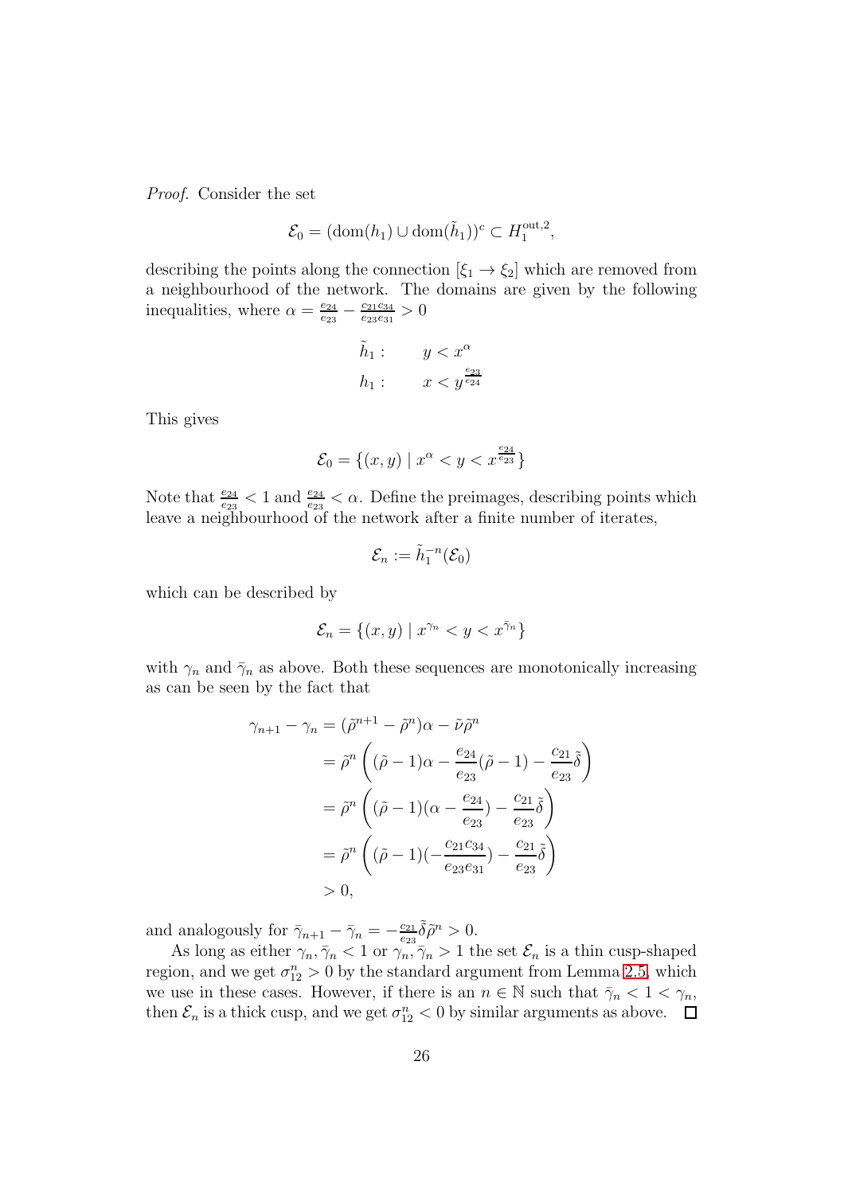*Proof.* Consider the set

$$\mathcal{E}_0 = (\mathrm{dom}(h_1) \cup \mathrm{dom}(\tilde{h}_1))^c \subset H_1^{\mathrm{out},2},$$

describing the points along the connection $[\xi_1 \to \xi_2]$ which are removed from a neighbourhood of the network. The domains are given by the following inequalities, where $\alpha = \frac{e_{24}}{e_{23}} - \frac{c_{21}c_{34}}{e_{23}e_{31}} > 0$

$$\begin{aligned} \tilde{h}_1 : &\qquad y < x^{\alpha} \\ h_1 : &\qquad x < y^{\frac{e_{23}}{e_{24}}} \end{aligned}$$

This gives

$$\mathcal{E}_0 = \{(x, y) \mid x^{\alpha} < y < x^{\frac{e_{24}}{e_{23}}}\}$$

Note that $\frac{e_{24}}{e_{23}} < 1$ and $\frac{e_{24}}{e_{23}} < \alpha$. Define the preimages, describing points which leave a neighbourhood of the network after a finite number of iterates,

$$\mathcal{E}_n := \tilde{h}_1^{-n}(\mathcal{E}_0)$$

which can be described by

$$\mathcal{E}_n = \{(x, y) \mid x^{\gamma_n} < y < x^{\bar{\gamma}_n}\}$$

with $\gamma_n$ and $\bar{\gamma}_n$ as above. Both these sequences are monotonically increasing as can be seen by the fact that

$$\begin{aligned} \gamma_{n+1} - \gamma_n &= (\tilde{\rho}^{n+1} - \tilde{\rho}^n)\alpha - \tilde{\nu}\tilde{\rho}^n \\ &= \tilde{\rho}^n \left( (\tilde{\rho} - 1)\alpha - \frac{e_{24}}{e_{23}}(\tilde{\rho} - 1) - \frac{c_{21}}{e_{23}}\tilde{\delta} \right) \\ &= \tilde{\rho}^n \left( (\tilde{\rho} - 1)(\alpha - \frac{e_{24}}{e_{23}}) - \frac{c_{21}}{e_{23}}\tilde{\delta} \right) \\ &= \tilde{\rho}^n \left( (\tilde{\rho} - 1)(-\frac{c_{21}c_{34}}{e_{23}e_{31}}) - \frac{c_{21}}{e_{23}}\tilde{\delta} \right) \\ &> 0, \end{aligned}$$

and analogously for $\bar{\gamma}_{n+1} - \bar{\gamma}_n = -\frac{c_{21}}{e_{23}}\tilde{\delta}\tilde{\rho}^n > 0$.

As long as either $\gamma_n, \bar{\gamma}_n < 1$ or $\gamma_n, \bar{\gamma}_n > 1$ the set $\mathcal{E}_n$ is a thin cusp-shaped region, and we get $\sigma_{12}^n > 0$ by the standard argument from Lemma 2.5, which we use in these cases. However, if there is an $n \in \mathbb{N}$ such that $\bar{\gamma}_n < 1 < \gamma_n$, then $\mathcal{E}_n$ is a thick cusp, and we get $\sigma_{12}^n < 0$ by similar arguments as above. $\square$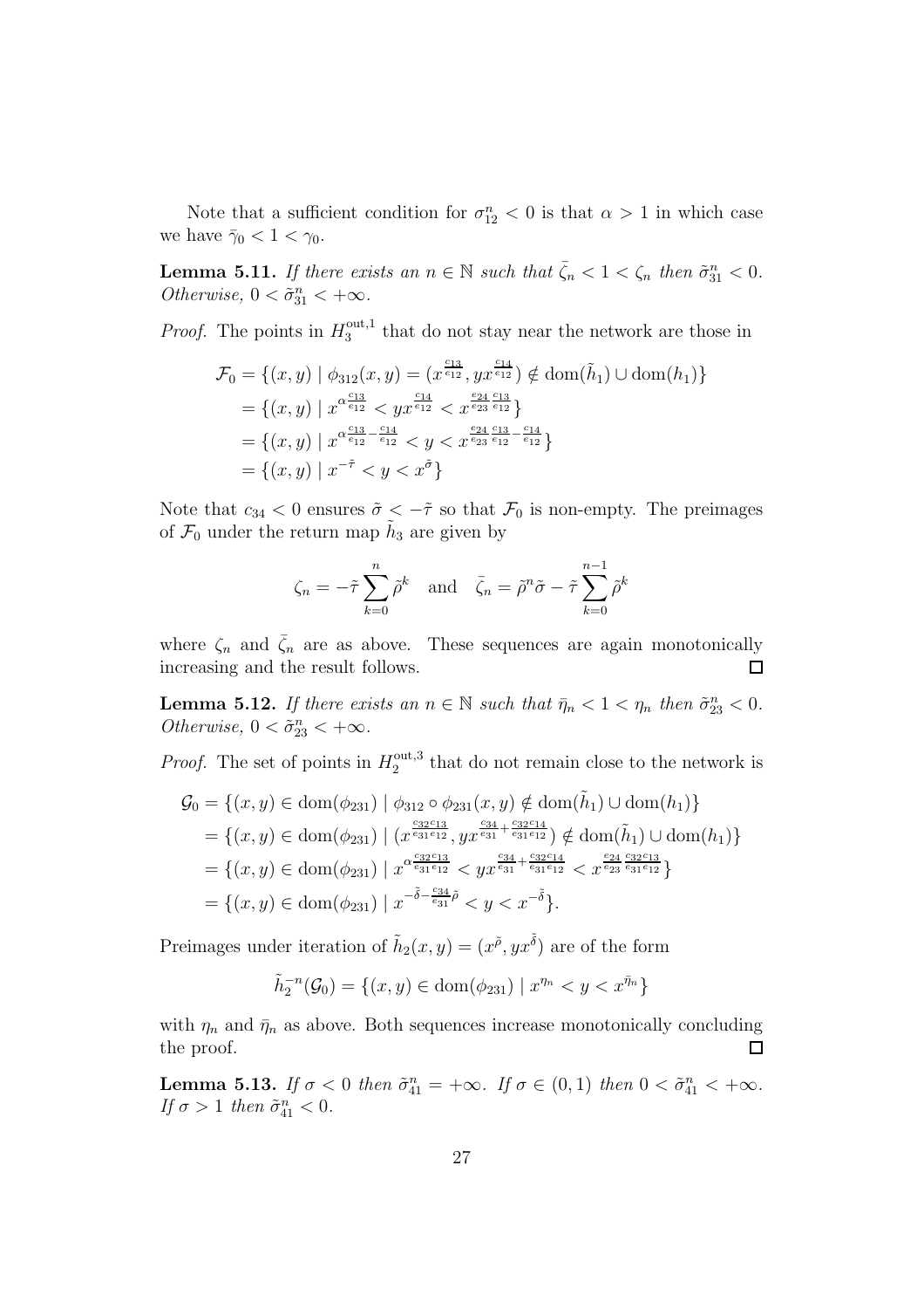Note that a sufficient condition for $\sigma_{12}^n < 0$ is that $\alpha > 1$ in which case we have $\bar{\gamma}_0 < 1 < \gamma_0$.

**Lemma 5.11.** *If there exists an $n \in \mathbb{N}$ such that $\bar{\zeta}_n < 1 < \zeta_n$ then $\tilde{\sigma}_{31}^n < 0$. Otherwise, $0 < \tilde{\sigma}_{31}^n < +\infty$.*

*Proof.* The points in $H_3^{\text{out},1}$ that do not stay near the network are those in

$$
\begin{aligned}
\mathcal{F}_0 &= \{(x,y) \mid \phi_{312}(x,y) = (x^{\frac{c_{13}}{e_{12}}}, yx^{\frac{c_{14}}{e_{12}}}) \notin \text{dom}(\tilde{h}_1) \cup \text{dom}(h_1)\} \\
&= \{(x,y) \mid x^{\alpha\frac{c_{13}}{e_{12}}} < yx^{\frac{c_{14}}{e_{12}}} < x^{\frac{e_{24}}{e_{23}}\frac{c_{13}}{e_{12}}}\} \\
&= \{(x,y) \mid x^{\alpha\frac{c_{13}}{e_{12}} - \frac{c_{14}}{e_{12}}} < y < x^{\frac{e_{24}}{e_{23}}\frac{c_{13}}{e_{12}} - \frac{c_{14}}{e_{12}}}\} \\
&= \{(x,y) \mid x^{-\tilde{\tau}} < y < x^{\tilde{\sigma}}\}
\end{aligned}
$$

Note that $c_{34} < 0$ ensures $\tilde{\sigma} < -\tilde{\tau}$ so that $\mathcal{F}_0$ is non-empty. The preimages of $\mathcal{F}_0$ under the return map $\tilde{h}_3$ are given by

$$
\zeta_n = -\tilde{\tau}\sum_{k=0}^{n}\tilde{\rho}^k \quad \text{and} \quad \bar{\zeta}_n = \tilde{\rho}^n\tilde{\sigma} - \tilde{\tau}\sum_{k=0}^{n-1}\tilde{\rho}^k
$$

where $\zeta_n$ and $\bar{\zeta}_n$ are as above. These sequences are again monotonically increasing and the result follows. $\square$

**Lemma 5.12.** *If there exists an $n \in \mathbb{N}$ such that $\bar{\eta}_n < 1 < \eta_n$ then $\tilde{\sigma}_{23}^n < 0$. Otherwise, $0 < \tilde{\sigma}_{23}^n < +\infty$.*

*Proof.* The set of points in $H_2^{\text{out},3}$ that do not remain close to the network is

$$
\begin{aligned}
\mathcal{G}_0 &= \{(x,y) \in \text{dom}(\phi_{231}) \mid \phi_{312} \circ \phi_{231}(x,y) \notin \text{dom}(\tilde{h}_1) \cup \text{dom}(h_1)\} \\
&= \{(x,y) \in \text{dom}(\phi_{231}) \mid (x^{\frac{c_{32}c_{13}}{e_{31}e_{12}}}, yx^{\frac{c_{34}}{e_{31}} + \frac{c_{32}c_{14}}{e_{31}e_{12}}}) \notin \text{dom}(\tilde{h}_1) \cup \text{dom}(h_1)\} \\
&= \{(x,y) \in \text{dom}(\phi_{231}) \mid x^{\alpha\frac{c_{32}c_{13}}{e_{31}e_{12}}} < yx^{\frac{c_{34}}{e_{31}} + \frac{c_{32}c_{14}}{e_{31}e_{12}}} < x^{\frac{e_{24}}{e_{23}}\frac{c_{32}c_{13}}{e_{31}e_{12}}}\} \\
&= \{(x,y) \in \text{dom}(\phi_{231}) \mid x^{-\tilde{\delta} - \frac{c_{34}}{e_{31}}\tilde{\rho}} < y < x^{-\tilde{\delta}}\}.
\end{aligned}
$$

Preimages under iteration of $\tilde{h}_2(x,y) = (x^{\tilde{\rho}}, yx^{\tilde{\delta}})$ are of the form

$$
\tilde{h}_2^{-n}(\mathcal{G}_0) = \{(x,y) \in \text{dom}(\phi_{231}) \mid x^{\eta_n} < y < x^{\bar{\eta}_n}\}
$$

with $\eta_n$ and $\bar{\eta}_n$ as above. Both sequences increase monotonically concluding the proof. $\square$

**Lemma 5.13.** *If $\sigma < 0$ then $\tilde{\sigma}_{41}^n = +\infty$. If $\sigma \in (0,1)$ then $0 < \tilde{\sigma}_{41}^n < +\infty$. If $\sigma > 1$ then $\tilde{\sigma}_{41}^n < 0$.*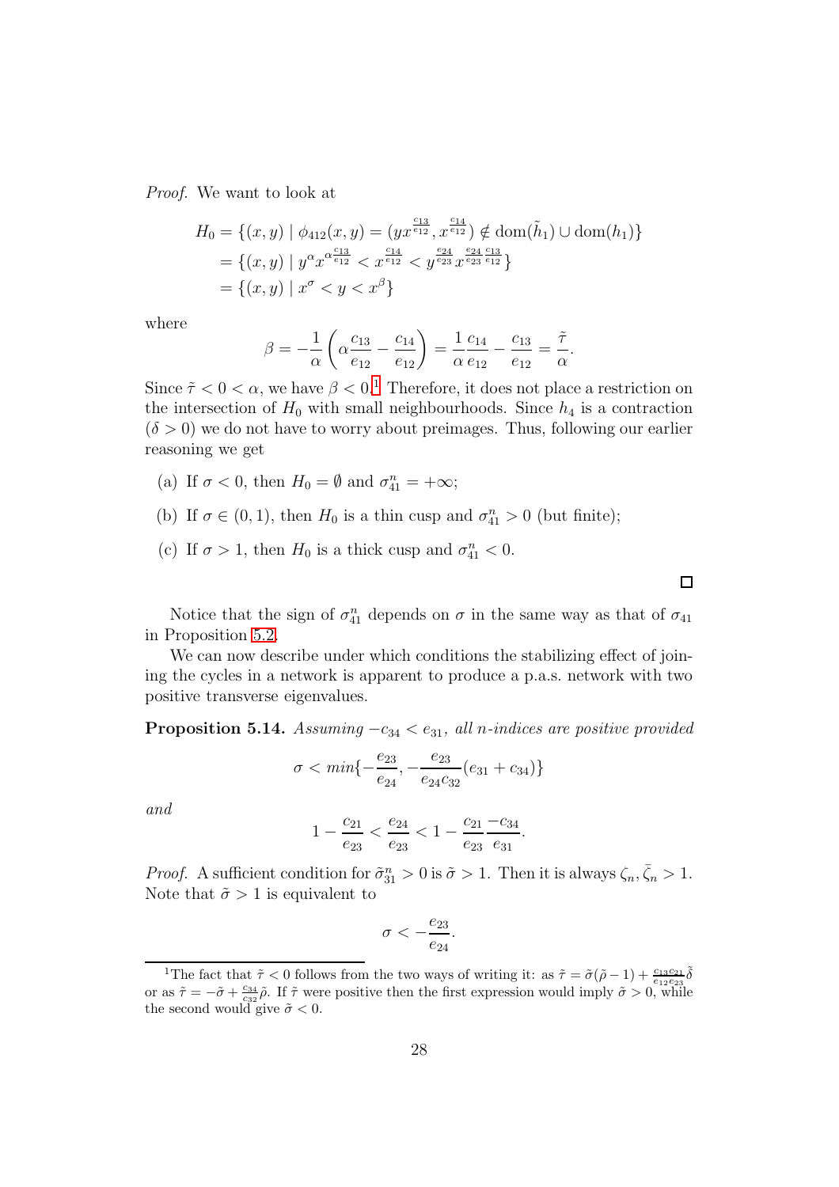*Proof.* We want to look at

$$\begin{aligned}
H_0 &= \{(x,y) \mid \phi_{412}(x,y) = (yx^{\frac{c_{13}}{e_{12}}}, x^{\frac{c_{14}}{e_{12}}}) \notin \text{dom}(\tilde{h}_1) \cup \text{dom}(h_1)\} \\
&= \{(x,y) \mid y^{\alpha} x^{\alpha\frac{c_{13}}{e_{12}}} < x^{\frac{c_{14}}{e_{12}}} < y^{\frac{e_{24}}{e_{23}}} x^{\frac{e_{24}}{e_{23}}\frac{c_{13}}{e_{12}}}\} \\
&= \{(x,y) \mid x^{\sigma} < y < x^{\beta}\}
\end{aligned}$$

where

$$\beta = -\frac{1}{\alpha}\left(\alpha\frac{c_{13}}{e_{12}} - \frac{c_{14}}{e_{12}}\right) = \frac{1}{\alpha}\frac{c_{14}}{e_{12}} - \frac{c_{13}}{e_{12}} = \frac{\tilde{\tau}}{\alpha}.$$

Since $\tilde{\tau} < 0 < \alpha$, we have $\beta < 0$.[1] Therefore, it does not place a restriction on the intersection of $H_0$ with small neighbourhoods. Since $h_4$ is a contraction ($\delta > 0$) we do not have to worry about preimages. Thus, following our earlier reasoning we get

(a) If $\sigma < 0$, then $H_0 = \emptyset$ and $\sigma_{41}^n = +\infty$;

(b) If $\sigma \in (0,1)$, then $H_0$ is a thin cusp and $\sigma_{41}^n > 0$ (but finite);

(c) If $\sigma > 1$, then $H_0$ is a thick cusp and $\sigma_{41}^n < 0$.

□

Notice that the sign of $\sigma_{41}^n$ depends on $\sigma$ in the same way as that of $\sigma_{41}$ in Proposition 5.2.

We can now describe under which conditions the stabilizing effect of joining the cycles in a network is apparent to produce a p.a.s. network with two positive transverse eigenvalues.

**Proposition 5.14.** *Assuming $-c_{34} < e_{31}$, all n-indices are positive provided*

$$\sigma < min\{-\frac{e_{23}}{e_{24}}, -\frac{e_{23}}{e_{24}c_{32}}(e_{31}+c_{34})\}$$

*and*

$$1 - \frac{c_{21}}{e_{23}} < \frac{e_{24}}{e_{23}} < 1 - \frac{c_{21}}{e_{23}}\frac{-c_{34}}{e_{31}}.$$

*Proof.* A sufficient condition for $\tilde{\sigma}_{31}^n > 0$ is $\tilde{\sigma} > 1$. Then it is always $\zeta_n, \bar{\zeta}_n > 1$. Note that $\tilde{\sigma} > 1$ is equivalent to

$$\sigma < -\frac{e_{23}}{e_{24}}.$$

[1] The fact that $\tilde{\tau} < 0$ follows from the two ways of writing it: as $\tilde{\tau} = \tilde{\sigma}(\tilde{\rho}-1) + \frac{c_{13}c_{21}}{e_{12}e_{23}}\tilde{\delta}$ or as $\tilde{\tau} = -\tilde{\sigma} + \frac{c_{34}}{c_{32}}\tilde{\rho}$. If $\tilde{\tau}$ were positive then the first expression would imply $\tilde{\sigma} > 0$, while the second would give $\tilde{\sigma} < 0$.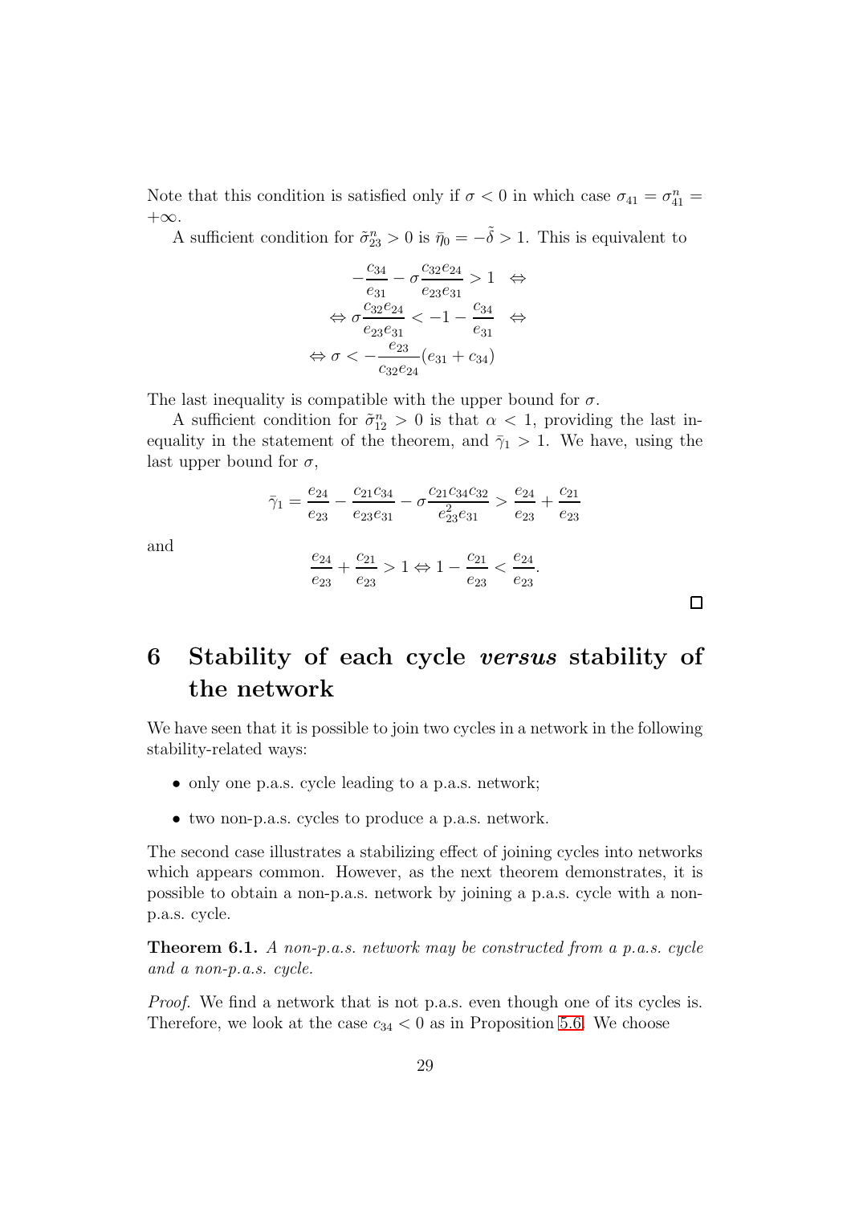Note that this condition is satisfied only if $\sigma < 0$ in which case $\sigma_{41} = \sigma_{41}^n = +\infty$.

A sufficient condition for $\tilde{\sigma}_{23}^n > 0$ is $\bar{\eta}_0 = -\tilde{\delta} > 1$. This is equivalent to

$$
\begin{aligned}
-\frac{c_{34}}{e_{31}} - \sigma \frac{c_{32}e_{24}}{e_{23}e_{31}} > 1 \quad &\Leftrightarrow \\
\Leftrightarrow \sigma \frac{c_{32}e_{24}}{e_{23}e_{31}} < -1 - \frac{c_{34}}{e_{31}} \quad &\Leftrightarrow \\
\Leftrightarrow \sigma < -\frac{e_{23}}{c_{32}e_{24}}(e_{31} + c_{34})&
\end{aligned}
$$

The last inequality is compatible with the upper bound for $\sigma$.

A sufficient condition for $\tilde{\sigma}_{12}^n > 0$ is that $\alpha < 1$, providing the last inequality in the statement of the theorem, and $\bar{\gamma}_1 > 1$. We have, using the last upper bound for $\sigma$,

$$
\bar{\gamma}_1 = \frac{e_{24}}{e_{23}} - \frac{c_{21}c_{34}}{e_{23}e_{31}} - \sigma \frac{c_{21}c_{34}c_{32}}{e_{23}^2 e_{31}} > \frac{e_{24}}{e_{23}} + \frac{c_{21}}{e_{23}}
$$

and

$$
\frac{e_{24}}{e_{23}} + \frac{c_{21}}{e_{23}} > 1 \Leftrightarrow 1 - \frac{c_{21}}{e_{23}} < \frac{e_{24}}{e_{23}}.
$$

□

# 6 Stability of each cycle *versus* stability of the network

We have seen that it is possible to join two cycles in a network in the following stability-related ways:

- only one p.a.s. cycle leading to a p.a.s. network;
- two non-p.a.s. cycles to produce a p.a.s. network.

The second case illustrates a stabilizing effect of joining cycles into networks which appears common. However, as the next theorem demonstrates, it is possible to obtain a non-p.a.s. network by joining a p.a.s. cycle with a non-p.a.s. cycle.

**Theorem 6.1.** *A non-p.a.s. network may be constructed from a p.a.s. cycle and a non-p.a.s. cycle.*

*Proof.* We find a network that is not p.a.s. even though one of its cycles is. Therefore, we look at the case $c_{34} < 0$ as in Proposition 5.6. We choose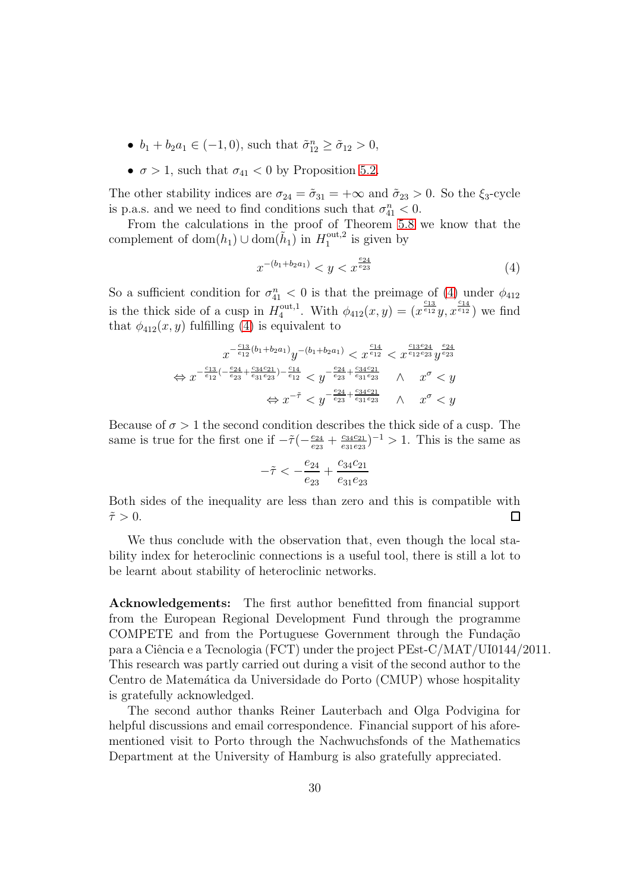- $b_1 + b_2 a_1 \in (-1, 0)$, such that $\tilde{\sigma}_{12}^n \geq \tilde{\sigma}_{12} > 0$,
- $\sigma > 1$, such that $\sigma_{41} < 0$ by Proposition 5.2.

The other stability indices are $\sigma_{24} = \tilde{\sigma}_{31} = +\infty$ and $\tilde{\sigma}_{23} > 0$. So the $\xi_3$-cycle is p.a.s. and we need to find conditions such that $\sigma_{41}^n < 0$.

From the calculations in the proof of Theorem 5.8 we know that the complement of $\mathrm{dom}(h_1) \cup \mathrm{dom}(\tilde{h}_1)$ in $H_1^{\mathrm{out},2}$ is given by

$$x^{-(b_1+b_2a_1)} < y < x^{\frac{e_{24}}{e_{23}}} \tag{4}$$

So a sufficient condition for $\sigma_{41}^n < 0$ is that the preimage of (4) under $\phi_{412}$ is the thick side of a cusp in $H_4^{\mathrm{out},1}$. With $\phi_{412}(x,y) = (x^{\frac{c_{13}}{e_{12}}} y, x^{\frac{c_{14}}{e_{12}}})$ we find that $\phi_{412}(x,y)$ fulfilling (4) is equivalent to

$$\begin{aligned}
x^{-\frac{c_{13}}{e_{12}}(b_1+b_2a_1)} y^{-(b_1+b_2a_1)} &< x^{\frac{c_{14}}{e_{12}}} < x^{\frac{c_{13}e_{24}}{e_{12}e_{23}}} y^{\frac{e_{24}}{e_{23}}} \\
\Leftrightarrow x^{-\frac{c_{13}}{e_{12}}(-\frac{e_{24}}{e_{23}}+\frac{c_{34}c_{21}}{e_{31}e_{23}})-\frac{c_{14}}{e_{12}}} &< y^{-\frac{e_{24}}{e_{23}}+\frac{c_{34}c_{21}}{e_{31}e_{23}}} \quad \wedge \quad x^{\sigma} < y \\
\Leftrightarrow x^{-\tilde{\tau}} &< y^{-\frac{e_{24}}{e_{23}}+\frac{c_{34}c_{21}}{e_{31}e_{23}}} \quad \wedge \quad x^{\sigma} < y
\end{aligned}$$

Because of $\sigma > 1$ the second condition describes the thick side of a cusp. The same is true for the first one if $-\tilde{\tau}(-\frac{e_{24}}{e_{23}} + \frac{c_{34}c_{21}}{e_{31}e_{23}})^{-1} > 1$. This is the same as

$$-\tilde{\tau} < -\frac{e_{24}}{e_{23}} + \frac{c_{34}c_{21}}{e_{31}e_{23}}$$

Both sides of the inequality are less than zero and this is compatible with $\tilde{\tau} > 0$. □

We thus conclude with the observation that, even though the local stability index for heteroclinic connections is a useful tool, there is still a lot to be learnt about stability of heteroclinic networks.

**Acknowledgements:** The first author benefitted from financial support from the European Regional Development Fund through the programme COMPETE and from the Portuguese Government through the Fundação para a Ciência e a Tecnologia (FCT) under the project PEst-C/MAT/UI0144/2011. This research was partly carried out during a visit of the second author to the Centro de Matemática da Universidade do Porto (CMUP) whose hospitality is gratefully acknowledged.

The second author thanks Reiner Lauterbach and Olga Podvigina for helpful discussions and email correspondence. Financial support of his aforementioned visit to Porto through the Nachwuchsfonds of the Mathematics Department at the University of Hamburg is also gratefully appreciated.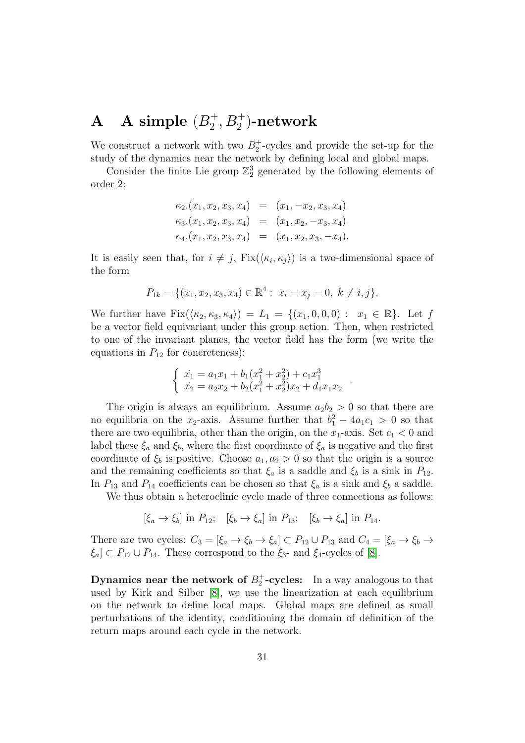# A A simple $(B_2^+, B_2^+)$-network

We construct a network with two $B_2^+$-cycles and provide the set-up for the study of the dynamics near the network by defining local and global maps.

Consider the finite Lie group $\mathbb{Z}_2^3$ generated by the following elements of order 2:

$$
\begin{aligned}
\kappa_2.(x_1, x_2, x_3, x_4) &= (x_1, -x_2, x_3, x_4) \\
\kappa_3.(x_1, x_2, x_3, x_4) &= (x_1, x_2, -x_3, x_4) \\
\kappa_4.(x_1, x_2, x_3, x_4) &= (x_1, x_2, x_3, -x_4).
\end{aligned}
$$

It is easily seen that, for $i \neq j$, $\text{Fix}(\langle \kappa_i, \kappa_j \rangle)$ is a two-dimensional space of the form

$$
P_{1k} = \{(x_1, x_2, x_3, x_4) \in \mathbb{R}^4 : \; x_i = x_j = 0, \; k \neq i, j\}.
$$

We further have $\text{Fix}(\langle \kappa_2, \kappa_3, \kappa_4 \rangle) = L_1 = \{(x_1, 0, 0, 0) : \; x_1 \in \mathbb{R}\}$. Let $f$ be a vector field equivariant under this group action. Then, when restricted to one of the invariant planes, the vector field has the form (we write the equations in $P_{12}$ for concreteness):

$$
\left\{
\begin{array}{l}
\dot{x_1} = a_1 x_1 + b_1(x_1^2 + x_2^2) + c_1 x_1^3 \\
\dot{x_2} = a_2 x_2 + b_2(x_1^2 + x_2^2)x_2 + d_1 x_1 x_2
\end{array}
\right. .
$$

The origin is always an equilibrium. Assume $a_2 b_2 > 0$ so that there are no equilibria on the $x_2$-axis. Assume further that $b_1^2 - 4a_1 c_1 > 0$ so that there are two equilibria, other than the origin, on the $x_1$-axis. Set $c_1 < 0$ and label these $\xi_a$ and $\xi_b$, where the first coordinate of $\xi_a$ is negative and the first coordinate of $\xi_b$ is positive. Choose $a_1, a_2 > 0$ so that the origin is a source and the remaining coefficients so that $\xi_a$ is a saddle and $\xi_b$ is a sink in $P_{12}$. In $P_{13}$ and $P_{14}$ coefficients can be chosen so that $\xi_a$ is a sink and $\xi_b$ a saddle.

We thus obtain a heteroclinic cycle made of three connections as follows:

$$
[\xi_a \to \xi_b] \text{ in } P_{12}; \quad [\xi_b \to \xi_a] \text{ in } P_{13}; \quad [\xi_b \to \xi_a] \text{ in } P_{14}.
$$

There are two cycles: $C_3 = [\xi_a \to \xi_b \to \xi_a] \subset P_{12} \cup P_{13}$ and $C_4 = [\xi_a \to \xi_b \to \xi_a] \subset P_{12} \cup P_{14}$. These correspond to the $\xi_3$- and $\xi_4$-cycles of [8].

**Dynamics near the network of $B_2^+$-cycles:** In a way analogous to that used by Kirk and Silber [8], we use the linearization at each equilibrium on the network to define local maps. Global maps are defined as small perturbations of the identity, conditioning the domain of definition of the return maps around each cycle in the network.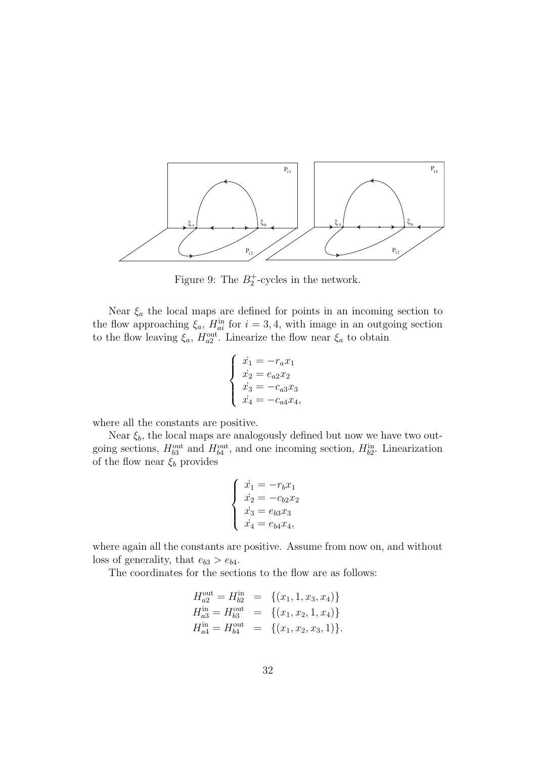Figure 9: The $B_2^+$-cycles in the network.

Near $\xi_a$ the local maps are defined for points in an incoming section to the flow approaching $\xi_a$, $H_{ai}^{\text{in}}$ for $i = 3, 4$, with image in an outgoing section to the flow leaving $\xi_a$, $H_{a2}^{\text{out}}$. Linearize the flow near $\xi_a$ to obtain

$$\begin{cases} \dot{x_1} = -r_a x_1 \\ \dot{x_2} = e_{a2} x_2 \\ \dot{x_3} = -c_{a3} x_3 \\ \dot{x_4} = -c_{a4} x_4, \end{cases}$$

where all the constants are positive.

Near $\xi_b$, the local maps are analogously defined but now we have two outgoing sections, $H_{b3}^{\text{out}}$ and $H_{b4}^{\text{out}}$, and one incoming section, $H_{b2}^{\text{in}}$. Linearization of the flow near $\xi_b$ provides

$$\begin{cases} \dot{x_1} = -r_b x_1 \\ \dot{x_2} = -c_{b2} x_2 \\ \dot{x_3} = e_{b3} x_3 \\ \dot{x_4} = e_{b4} x_4, \end{cases}$$

where again all the constants are positive. Assume from now on, and without loss of generality, that $e_{b3} > e_{b4}$.

The coordinates for the sections to the flow are as follows:

$$\begin{aligned} H_{a2}^{\text{out}} = H_{b2}^{\text{in}} &= \{(x_1, 1, x_3, x_4)\} \\ H_{a3}^{\text{in}} = H_{b3}^{\text{out}} &= \{(x_1, x_2, 1, x_4)\} \\ H_{a4}^{\text{in}} = H_{b4}^{\text{out}} &= \{(x_1, x_2, x_3, 1)\}. \end{aligned}$$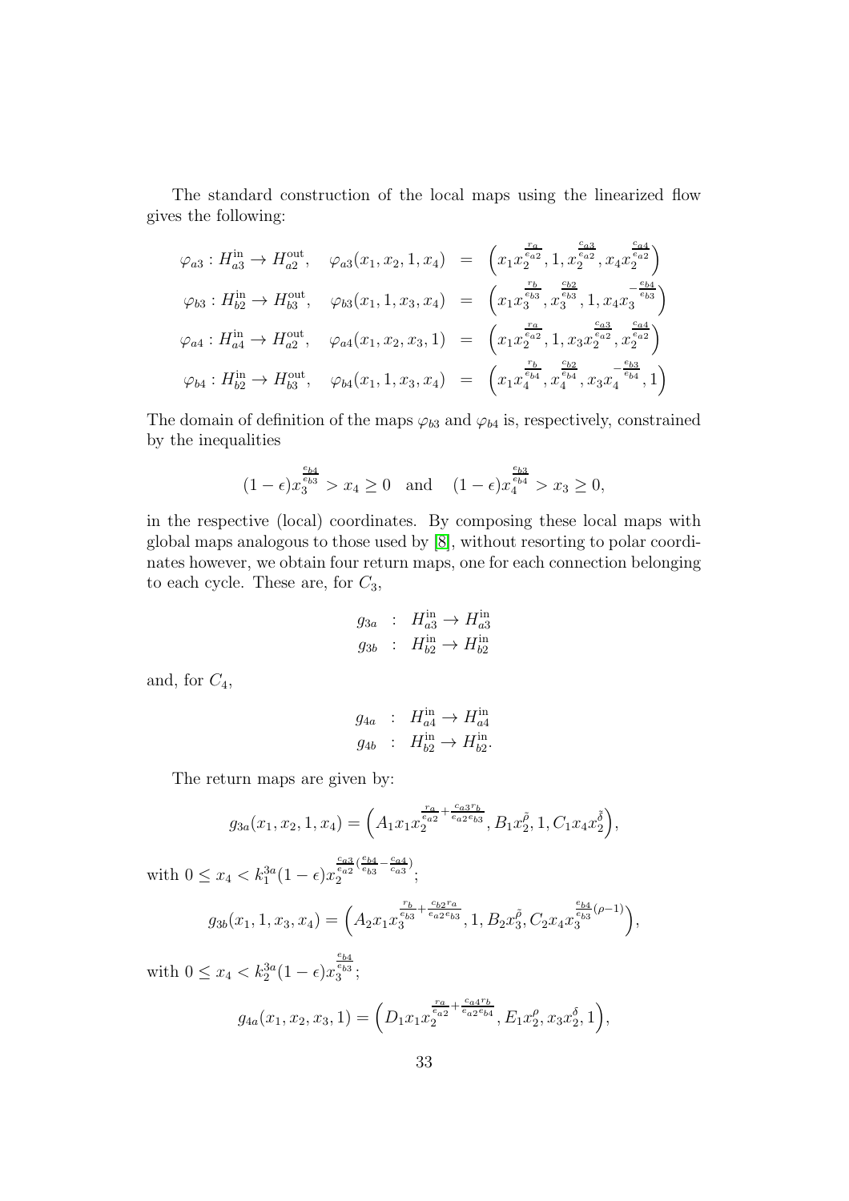The standard construction of the local maps using the linearized flow gives the following:

$$
\begin{aligned}
\varphi_{a3}: H_{a3}^{\text{in}} \to H_{a2}^{\text{out}}, \quad \varphi_{a3}(x_1, x_2, 1, x_4) &= \left(x_1 x_2^{\frac{r_a}{e_{a2}}}, 1, x_2^{\frac{c_{a3}}{e_{a2}}}, x_4 x_2^{\frac{c_{a4}}{e_{a2}}}\right) \\
\varphi_{b3}: H_{b2}^{\text{in}} \to H_{b3}^{\text{out}}, \quad \varphi_{b3}(x_1, 1, x_3, x_4) &= \left(x_1 x_3^{\frac{r_b}{e_{b3}}}, x_3^{\frac{c_{b2}}{e_{b3}}}, 1, x_4 x_3^{-\frac{e_{b4}}{e_{b3}}}\right) \\
\varphi_{a4}: H_{a4}^{\text{in}} \to H_{a2}^{\text{out}}, \quad \varphi_{a4}(x_1, x_2, x_3, 1) &= \left(x_1 x_2^{\frac{r_a}{e_{a2}}}, 1, x_3 x_2^{\frac{c_{a3}}{e_{a2}}}, x_2^{\frac{c_{a4}}{e_{a2}}}\right) \\
\varphi_{b4}: H_{b2}^{\text{in}} \to H_{b3}^{\text{out}}, \quad \varphi_{b4}(x_1, 1, x_3, x_4) &= \left(x_1 x_4^{\frac{r_b}{e_{b4}}}, x_4^{\frac{c_{b2}}{e_{b4}}}, x_3 x_4^{-\frac{e_{b3}}{e_{b4}}}, 1\right)
\end{aligned}
$$

The domain of definition of the maps $\varphi_{b3}$ and $\varphi_{b4}$ is, respectively, constrained by the inequalities

$$
(1-\epsilon) x_3^{\frac{e_{b4}}{e_{b3}}} > x_4 \geq 0 \quad \text{and} \quad (1-\epsilon) x_4^{\frac{e_{b3}}{e_{b4}}} > x_3 \geq 0,
$$

in the respective (local) coordinates. By composing these local maps with global maps analogous to those used by [8], without resorting to polar coordinates however, we obtain four return maps, one for each connection belonging to each cycle. These are, for $C_3$,

$$
\begin{aligned}
g_{3a} &: H_{a3}^{\text{in}} \to H_{a3}^{\text{in}} \\
g_{3b} &: H_{b2}^{\text{in}} \to H_{b2}^{\text{in}}
\end{aligned}
$$

and, for $C_4$,

$$
\begin{aligned}
g_{4a} &: H_{a4}^{\text{in}} \to H_{a4}^{\text{in}} \\
g_{4b} &: H_{b2}^{\text{in}} \to H_{b2}^{\text{in}}.
\end{aligned}
$$

The return maps are given by:

$$
g_{3a}(x_1, x_2, 1, x_4) = \left(A_1 x_1 x_2^{\frac{r_a}{e_{a2}} + \frac{c_{a3} r_b}{e_{a2} e_{b3}}}, B_1 x_2^{\tilde{\rho}}, 1, C_1 x_4 x_2^{\tilde{\delta}}\right),
$$

with $0 \leq x_4 < k_1^{3a}(1-\epsilon) x_2^{\frac{c_{a3}}{e_{a2}}\left(\frac{e_{b4}}{e_{b3}} - \frac{c_{a4}}{c_{a3}}\right)}$;

$$
g_{3b}(x_1, 1, x_3, x_4) = \left(A_2 x_1 x_3^{\frac{r_b}{e_{b3}} + \frac{c_{b2} r_a}{e_{a2} e_{b3}}}, 1, B_2 x_3^{\tilde{\rho}}, C_2 x_4 x_3^{\frac{e_{b4}}{e_{b3}}(\rho - 1)}\right),
$$

with $0 \leq x_4 < k_2^{3a}(1-\epsilon) x_3^{\frac{e_{b4}}{e_{b3}}}$;

$$
g_{4a}(x_1, x_2, x_3, 1) = \left(D_1 x_1 x_2^{\frac{r_a}{e_{a2}} + \frac{c_{a4} r_b}{e_{a2} e_{b4}}}, E_1 x_2^{\rho}, x_3 x_2^{\delta}, 1\right),
$$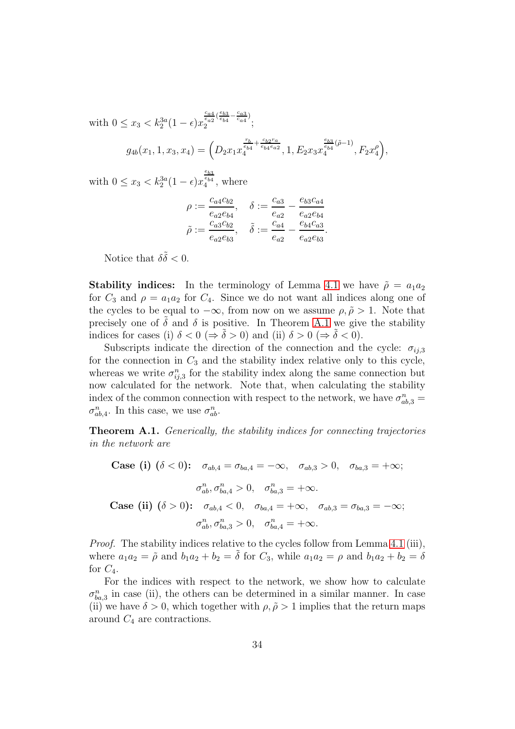with $0 \leq x_3 < k_2^{3a}(1-\epsilon) x_2^{\frac{c_{a4}}{e_{a2}}(\frac{e_{b3}}{e_{b4}} - \frac{c_{a3}}{c_{a4}})}$;

$$g_{4b}(x_1, 1, x_3, x_4) = \Big( D_2 x_1 x_4^{\frac{r_b}{e_{b4}} + \frac{c_{b2} r_a}{e_{b4} e_{a2}}}, 1, E_2 x_3 x_4^{\frac{e_{b3}}{e_{b4}}(\tilde{\rho}-1)}, F_2 x_4^{\rho} \Big),$$

with $0 \leq x_3 < k_2^{3a}(1-\epsilon) x_4^{\frac{e_{b3}}{e_{b4}}}$, where

$$\rho := \frac{c_{a4} c_{b2}}{e_{a2} e_{b4}}, \quad \delta := \frac{c_{a3}}{e_{a2}} - \frac{e_{b3} c_{a4}}{e_{a2} e_{b4}}$$
$$\tilde{\rho} := \frac{c_{a3} c_{b2}}{e_{a2} e_{b3}}, \quad \tilde{\delta} := \frac{c_{a4}}{e_{a2}} - \frac{e_{b4} c_{a3}}{e_{a2} e_{b3}}.$$

Notice that $\delta \tilde{\delta} < 0$.

**Stability indices:** In the terminology of Lemma 4.1 we have $\tilde{\rho} = a_1 a_2$ for $C_3$ and $\rho = a_1 a_2$ for $C_4$. Since we do not want all indices along one of the cycles to be equal to $-\infty$, from now on we assume $\rho, \tilde{\rho} > 1$. Note that precisely one of $\tilde{\delta}$ and $\delta$ is positive. In Theorem A.1 we give the stability indices for cases (i) $\delta < 0$ ($\Rightarrow \tilde{\delta} > 0$) and (ii) $\delta > 0$ ($\Rightarrow \tilde{\delta} < 0$).

Subscripts indicate the direction of the connection and the cycle: $\sigma_{ij,3}$ for the connection in $C_3$ and the stability index relative only to this cycle, whereas we write $\sigma^n_{ij,3}$ for the stability index along the same connection but now calculated for the network. Note that, when calculating the stability index of the common connection with respect to the network, we have $\sigma^n_{ab,3} = \sigma^n_{ab,4}$. In this case, we use $\sigma^n_{ab}$.

**Theorem A.1.** *Generically, the stability indices for connecting trajectories in the network are*

$$\textbf{Case (i) } (\delta < 0): \quad \sigma_{ab,4} = \sigma_{ba,4} = -\infty, \quad \sigma_{ab,3} > 0, \quad \sigma_{ba,3} = +\infty;$$
$$\sigma^n_{ab}, \sigma^n_{ba,4} > 0, \quad \sigma^n_{ba,3} = +\infty.$$
$$\textbf{Case (ii) } (\delta > 0): \quad \sigma_{ab,4} < 0, \quad \sigma_{ba,4} = +\infty, \quad \sigma_{ab,3} = \sigma_{ba,3} = -\infty;$$
$$\sigma^n_{ab}, \sigma^n_{ba,3} > 0, \quad \sigma^n_{ba,4} = +\infty.$$

*Proof.* The stability indices relative to the cycles follow from Lemma 4.1 (iii), where $a_1 a_2 = \tilde{\rho}$ and $b_1 a_2 + b_2 = \tilde{\delta}$ for $C_3$, while $a_1 a_2 = \rho$ and $b_1 a_2 + b_2 = \delta$ for $C_4$.

For the indices with respect to the network, we show how to calculate $\sigma^n_{ba,3}$ in case (ii), the others can be determined in a similar manner. In case (ii) we have $\delta > 0$, which together with $\rho, \tilde{\rho} > 1$ implies that the return maps around $C_4$ are contractions.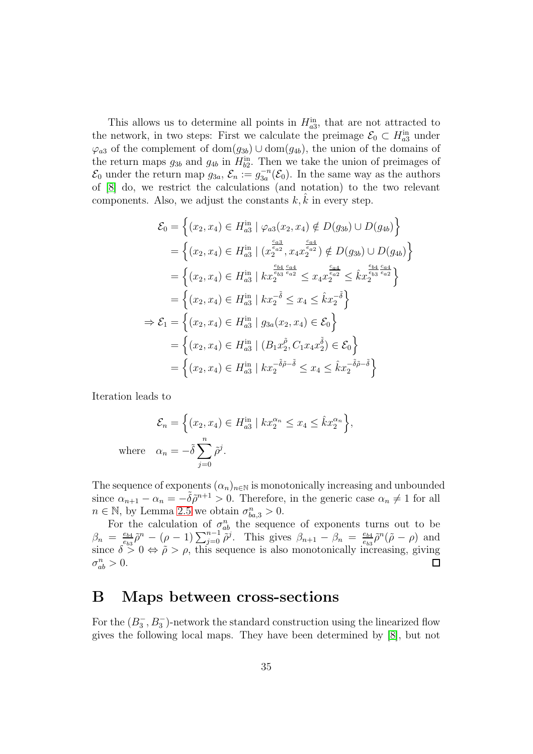This allows us to determine all points in $H^{\text{in}}_{a3}$, that are not attracted to the network, in two steps: First we calculate the preimage $\mathcal{E}_0 \subset H^{\text{in}}_{a3}$ under $\varphi_{a3}$ of the complement of $\text{dom}(g_{3b}) \cup \text{dom}(g_{4b})$, the union of the domains of the return maps $g_{3b}$ and $g_{4b}$ in $H^{\text{in}}_{b2}$. Then we take the union of preimages of $\mathcal{E}_0$ under the return map $g_{3a}$, $\mathcal{E}_n := g_{3a}^{-n}(\mathcal{E}_0)$. In the same way as the authors of [8] do, we restrict the calculations (and notation) to the two relevant components. Also, we adjust the constants $k, \hat{k}$ in every step.

$$
\begin{aligned}
\mathcal{E}_0 &= \Big\{ (x_2, x_4) \in H^{\text{in}}_{a3} \mid \varphi_{a3}(x_2, x_4) \notin D(g_{3b}) \cup D(g_{4b}) \Big\} \\
&= \Big\{ (x_2, x_4) \in H^{\text{in}}_{a3} \mid (x_2^{\frac{c_{a3}}{e_{a2}}}, x_4 x_2^{\frac{c_{a4}}{e_{a2}}}) \notin D(g_{3b}) \cup D(g_{4b}) \Big\} \\
&= \Big\{ (x_2, x_4) \in H^{\text{in}}_{a3} \mid k x_2^{\frac{e_{b4}}{e_{b3}}\frac{c_{a4}}{e_{a2}}} \leq x_4 x_2^{\frac{c_{a4}}{e_{a2}}} \leq \hat{k} x_2^{\frac{e_{b4}}{e_{b3}}\frac{c_{a4}}{e_{a2}}} \Big\} \\
&= \Big\{ (x_2, x_4) \in H^{\text{in}}_{a3} \mid k x_2^{-\tilde{\delta}} \leq x_4 \leq \hat{k} x_2^{-\tilde{\delta}} \Big\} \\
\Rightarrow \mathcal{E}_1 &= \Big\{ (x_2, x_4) \in H^{\text{in}}_{a3} \mid g_{3a}(x_2, x_4) \in \mathcal{E}_0 \Big\} \\
&= \Big\{ (x_2, x_4) \in H^{\text{in}}_{a3} \mid (B_1 x_2^{\tilde{\rho}}, C_1 x_4 x_2^{\tilde{\delta}}) \in \mathcal{E}_0 \Big\} \\
&= \Big\{ (x_2, x_4) \in H^{\text{in}}_{a3} \mid k x_2^{-\tilde{\delta}\tilde{\rho}-\tilde{\delta}} \leq x_4 \leq \hat{k} x_2^{-\tilde{\delta}\tilde{\rho}-\tilde{\delta}} \Big\}
\end{aligned}
$$

Iteration leads to

$$
\mathcal{E}_n = \Big\{ (x_2, x_4) \in H^{\text{in}}_{a3} \mid k x_2^{\alpha_n} \leq x_4 \leq \hat{k} x_2^{\alpha_n} \Big\},
$$

$$
\text{where} \quad \alpha_n = -\tilde{\delta} \sum_{j=0}^{n} \tilde{\rho}^j.
$$

The sequence of exponents $(\alpha_n)_{n\in\mathbb{N}}$ is monotonically increasing and unbounded since $\alpha_{n+1} - \alpha_n = -\tilde{\delta}\tilde{\rho}^{n+1} > 0$. Therefore, in the generic case $\alpha_n \neq 1$ for all $n \in \mathbb{N}$, by Lemma 2.5 we obtain $\sigma^n_{ba,3} > 0$.

For the calculation of $\sigma^n_{ab}$ the sequence of exponents turns out to be $\beta_n = \frac{e_{b4}}{e_{b3}}\tilde{\rho}^n - (\rho - 1)\sum_{j=0}^{n-1} \tilde{\rho}^j$. This gives $\beta_{n+1} - \beta_n = \frac{e_{b4}}{e_{b3}}\tilde{\rho}^n(\tilde{\rho} - \rho)$ and since $\delta > 0 \Leftrightarrow \tilde{\rho} > \rho$, this sequence is also monotonically increasing, giving $\sigma^n_{ab} > 0$. ◻

# B Maps between cross-sections

For the $(B_3^-, B_3^-)$-network the standard construction using the linearized flow gives the following local maps. They have been determined by [8], but not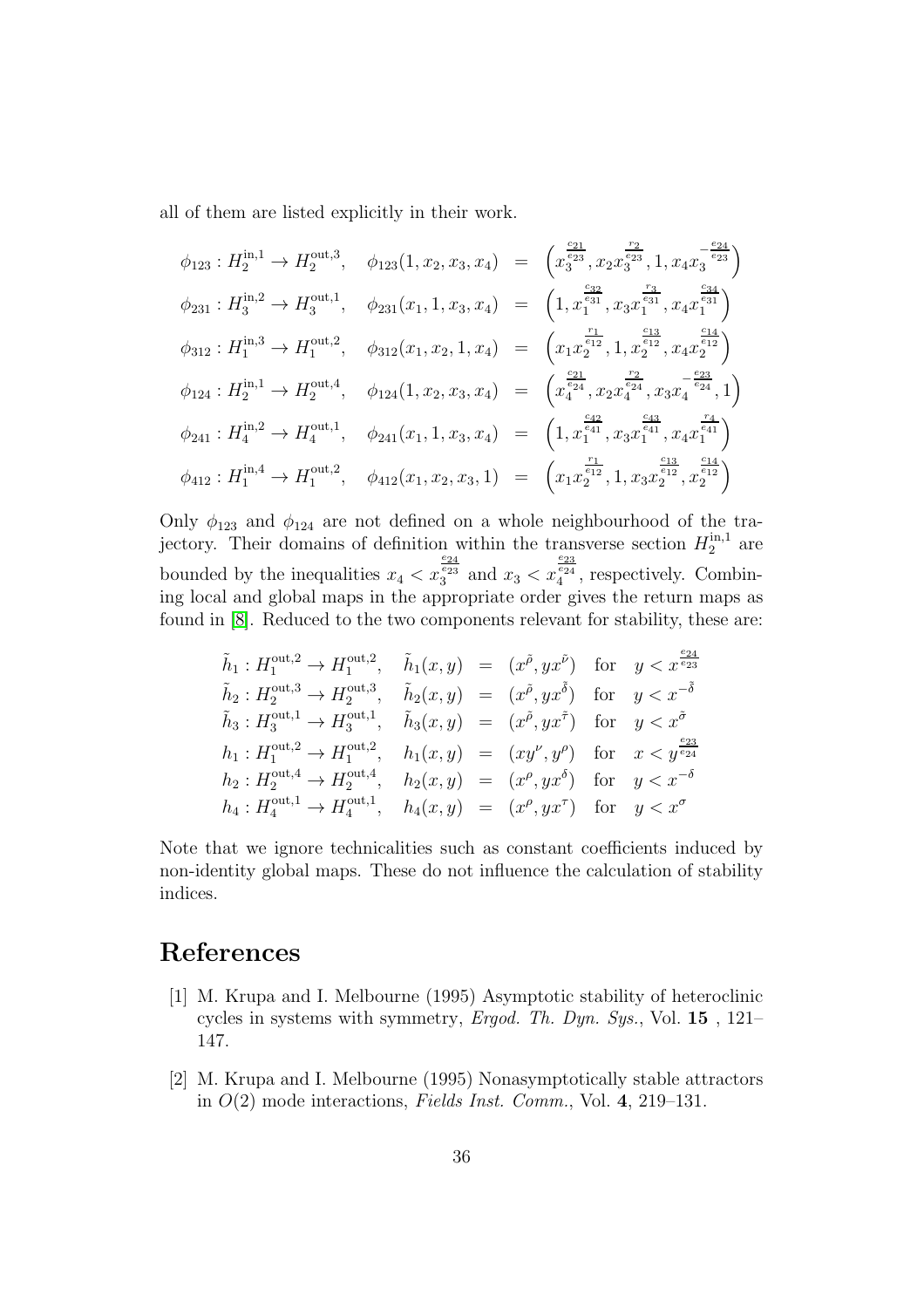all of them are listed explicitly in their work.

$$
\begin{array}{llll}
\phi_{123}: H_2^{\mathrm{in},1} \to H_2^{\mathrm{out},3}, & \phi_{123}(1, x_2, x_3, x_4) & = & \left( x_3^{\frac{c_{21}}{e_{23}}}, x_2 x_3^{\frac{r_2}{e_{23}}}, 1, x_4 x_3^{-\frac{e_{24}}{e_{23}}} \right) \\
\phi_{231}: H_3^{\mathrm{in},2} \to H_3^{\mathrm{out},1}, & \phi_{231}(x_1, 1, x_3, x_4) & = & \left( 1, x_1^{\frac{c_{32}}{e_{31}}}, x_3 x_1^{\frac{r_3}{e_{31}}}, x_4 x_1^{\frac{c_{34}}{e_{31}}} \right) \\
\phi_{312}: H_1^{\mathrm{in},3} \to H_1^{\mathrm{out},2}, & \phi_{312}(x_1, x_2, 1, x_4) & = & \left( x_1 x_2^{\frac{r_1}{e_{12}}}, 1, x_2^{\frac{c_{13}}{e_{12}}}, x_4 x_2^{\frac{c_{14}}{e_{12}}} \right) \\
\phi_{124}: H_2^{\mathrm{in},1} \to H_2^{\mathrm{out},4}, & \phi_{124}(1, x_2, x_3, x_4) & = & \left( x_4^{\frac{c_{21}}{e_{24}}}, x_2 x_4^{\frac{r_2}{e_{24}}}, x_3 x_4^{-\frac{e_{23}}{e_{24}}}, 1 \right) \\
\phi_{241}: H_4^{\mathrm{in},2} \to H_4^{\mathrm{out},1}, & \phi_{241}(x_1, 1, x_3, x_4) & = & \left( 1, x_1^{\frac{c_{42}}{e_{41}}}, x_3 x_1^{\frac{c_{43}}{e_{41}}}, x_4 x_1^{\frac{r_4}{e_{41}}} \right) \\
\phi_{412}: H_1^{\mathrm{in},4} \to H_1^{\mathrm{out},2}, & \phi_{412}(x_1, x_2, x_3, 1) & = & \left( x_1 x_2^{\frac{r_1}{e_{12}}}, 1, x_3 x_2^{\frac{c_{13}}{e_{12}}}, x_2^{\frac{c_{14}}{e_{12}}} \right)
\end{array}
$$

Only $\phi_{123}$ and $\phi_{124}$ are not defined on a whole neighbourhood of the trajectory. Their domains of definition within the transverse section $H_2^{\mathrm{in},1}$ are bounded by the inequalities $x_4 < x_3^{\frac{e_{24}}{e_{23}}}$ and $x_3 < x_4^{\frac{e_{23}}{e_{24}}}$, respectively. Combining local and global maps in the appropriate order gives the return maps as found in [8]. Reduced to the two components relevant for stability, these are:

$$
\begin{array}{llllll}
\tilde{h}_1: H_1^{\mathrm{out},2} \to H_1^{\mathrm{out},2}, & \tilde{h}_1(x, y) & = & (x^{\tilde{\rho}}, y x^{\tilde{\nu}}) & \text{for} & y < x^{\frac{e_{24}}{e_{23}}} \\
\tilde{h}_2: H_2^{\mathrm{out},3} \to H_2^{\mathrm{out},3}, & \tilde{h}_2(x, y) & = & (x^{\tilde{\rho}}, y x^{\tilde{\delta}}) & \text{for} & y < x^{-\tilde{\delta}} \\
\tilde{h}_3: H_3^{\mathrm{out},1} \to H_3^{\mathrm{out},1}, & \tilde{h}_3(x, y) & = & (x^{\tilde{\rho}}, y x^{\tilde{\tau}}) & \text{for} & y < x^{\tilde{\sigma}} \\
h_1: H_1^{\mathrm{out},2} \to H_1^{\mathrm{out},2}, & h_1(x, y) & = & (x y^{\nu}, y^{\rho}) & \text{for} & x < y^{\frac{e_{23}}{e_{24}}} \\
h_2: H_2^{\mathrm{out},4} \to H_2^{\mathrm{out},4}, & h_2(x, y) & = & (x^{\rho}, y x^{\delta}) & \text{for} & y < x^{-\delta} \\
h_4: H_4^{\mathrm{out},1} \to H_4^{\mathrm{out},1}, & h_4(x, y) & = & (x^{\rho}, y x^{\tau}) & \text{for} & y < x^{\sigma}
\end{array}
$$

Note that we ignore technicalities such as constant coefficients induced by non-identity global maps. These do not influence the calculation of stability indices.

# References

[1] M. Krupa and I. Melbourne (1995) Asymptotic stability of heteroclinic cycles in systems with symmetry, *Ergod. Th. Dyn. Sys.*, Vol. **15** , 121–147.

[2] M. Krupa and I. Melbourne (1995) Nonasymptotically stable attractors in $O(2)$ mode interactions, *Fields Inst. Comm.*, Vol. **4**, 219–131.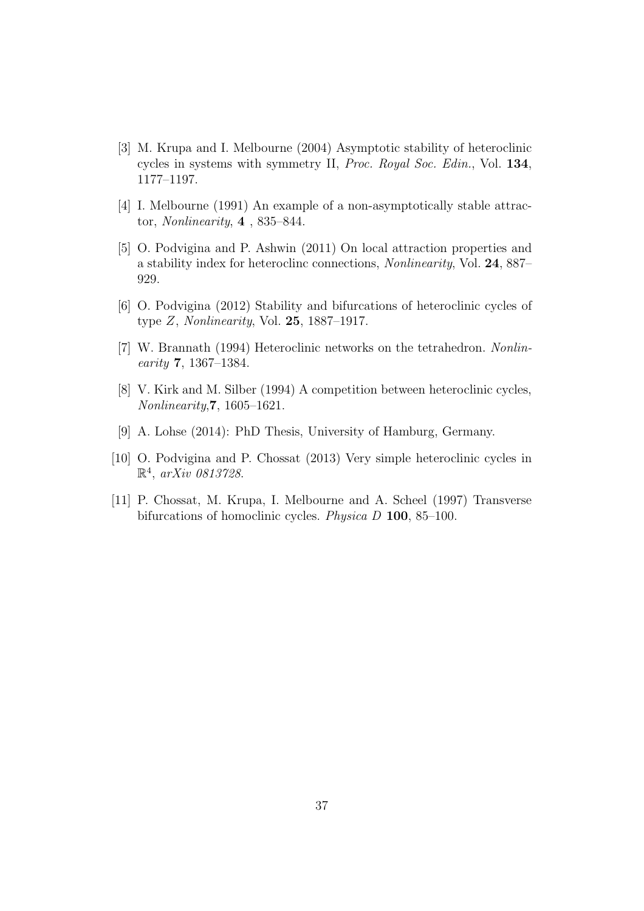[3] M. Krupa and I. Melbourne (2004) Asymptotic stability of heteroclinic cycles in systems with symmetry II, *Proc. Royal Soc. Edin.*, Vol. **134**, 1177–1197.

[4] I. Melbourne (1991) An example of a non-asymptotically stable attractor, *Nonlinearity*, **4** , 835–844.

[5] O. Podvigina and P. Ashwin (2011) On local attraction properties and a stability index for heteroclinc connections, *Nonlinearity*, Vol. **24**, 887–929.

[6] O. Podvigina (2012) Stability and bifurcations of heteroclinic cycles of type $Z$, *Nonlinearity*, Vol. **25**, 1887–1917.

[7] W. Brannath (1994) Heteroclinic networks on the tetrahedron. *Nonlinearity* **7**, 1367–1384.

[8] V. Kirk and M. Silber (1994) A competition between heteroclinic cycles, *Nonlinearity*,**7**, 1605–1621.

[9] A. Lohse (2014): PhD Thesis, University of Hamburg, Germany.

[10] O. Podvigina and P. Chossat (2013) Very simple heteroclinic cycles in $\mathbb{R}^4$, *arXiv 0813728.*

[11] P. Chossat, M. Krupa, I. Melbourne and A. Scheel (1997) Transverse bifurcations of homoclinic cycles. *Physica D* **100**, 85–100.